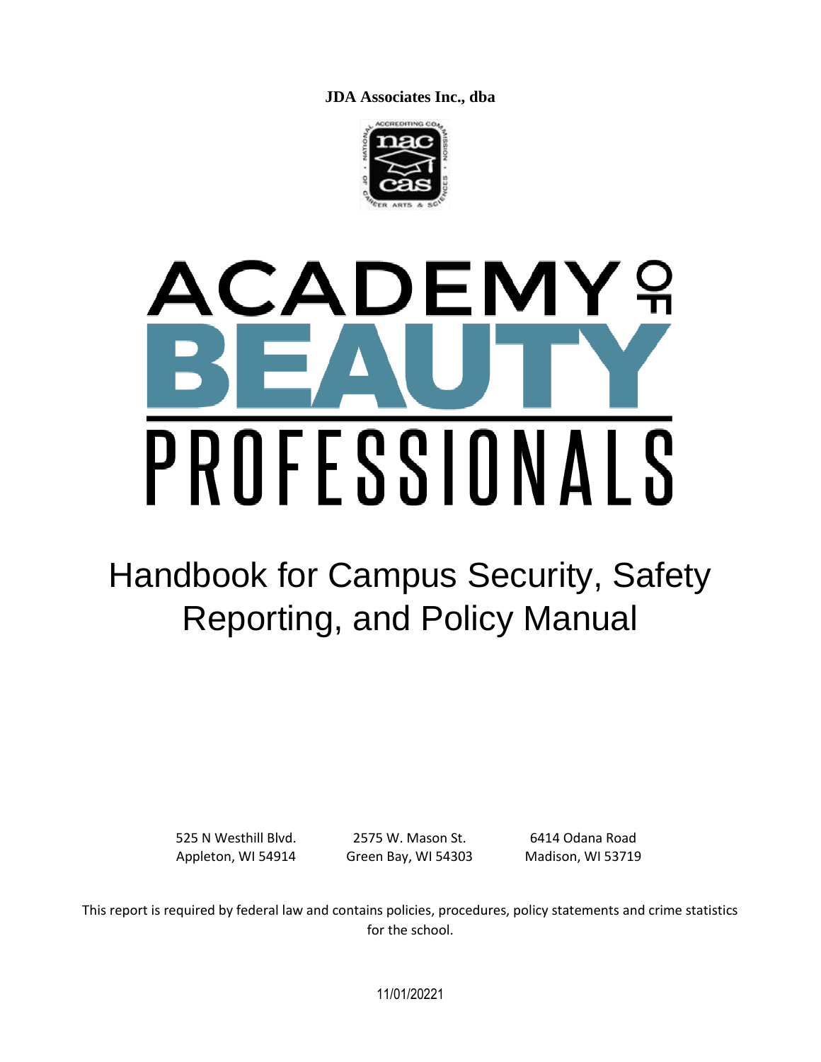**JDA Associates Inc., dba**

# ACADEMY OF BEAUTY PROFESSIONALS

## Handbook for Campus Security, Safety Reporting, and Policy Manual

| | | |
|---|---|---|
| 525 N Westhill Blvd. | 2575 W. Mason St. | 6414 Odana Road |
| Appleton, WI 54914 | Green Bay, WI 54303 | Madison, WI 53719 |

This report is required by federal law and contains policies, procedures, policy statements and crime statistics for the school.

11/01/20221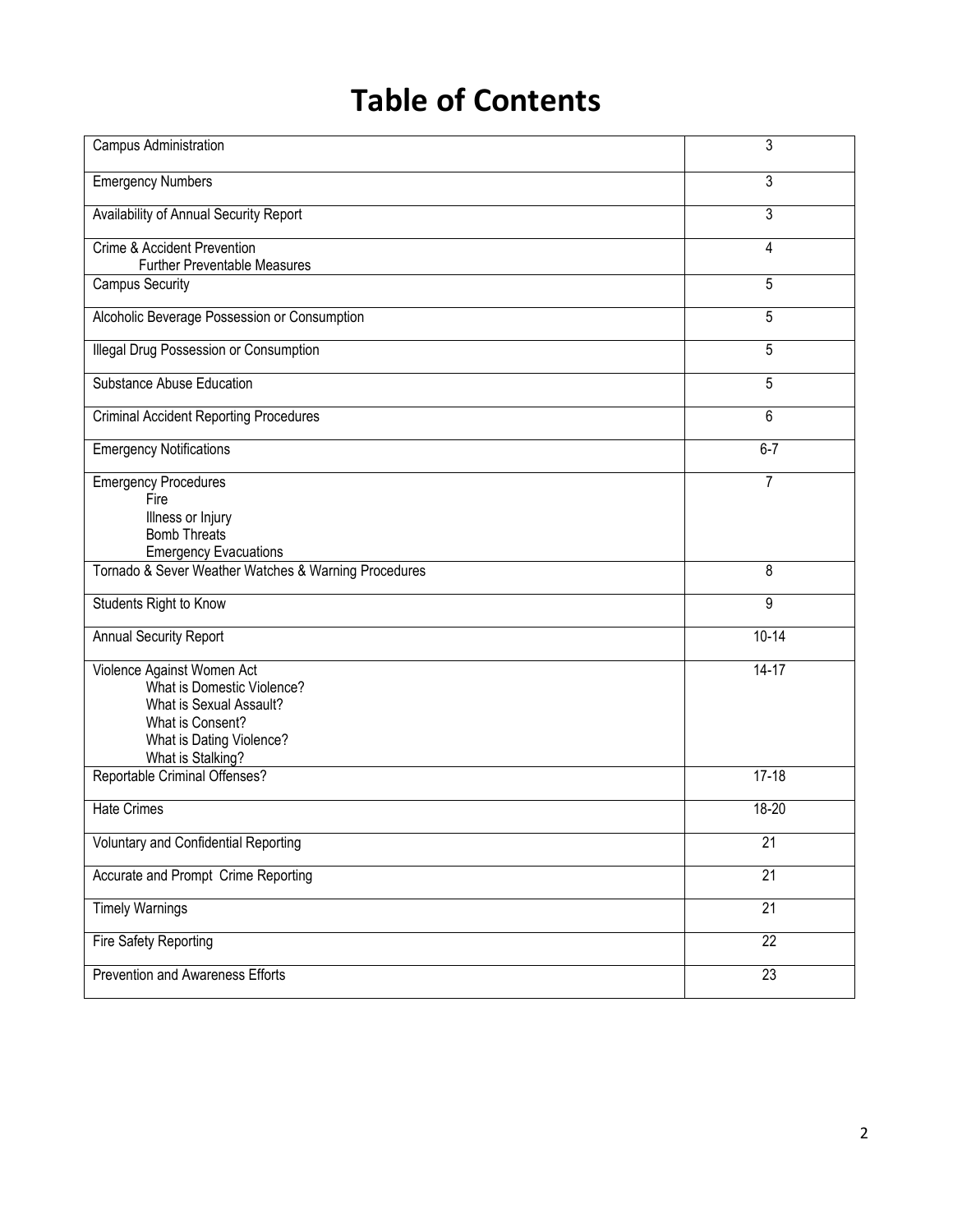# Table of Contents

| | |
|---|---|
| Campus Administration | 3 |
| Emergency Numbers | 3 |
| Availability of Annual Security Report | 3 |
| Crime & Accident Prevention<br>Further Preventable Measures | 4 |
| Campus Security | 5 |
| Alcoholic Beverage Possession or Consumption | 5 |
| Illegal Drug Possession or Consumption | 5 |
| Substance Abuse Education | 5 |
| Criminal Accident Reporting Procedures | 6 |
| Emergency Notifications | 6-7 |
| Emergency Procedures<br>Fire<br>Illness or Injury<br>Bomb Threats<br>Emergency Evacuations | 7 |
| Tornado & Sever Weather Watches & Warning Procedures | 8 |
| Students Right to Know | 9 |
| Annual Security Report | 10-14 |
| Violence Against Women Act<br>What is Domestic Violence?<br>What is Sexual Assault?<br>What is Consent?<br>What is Dating Violence?<br>What is Stalking? | 14-17 |
| Reportable Criminal Offenses? | 17-18 |
| Hate Crimes | 18-20 |
| Voluntary and Confidential Reporting | 21 |
| Accurate and Prompt Crime Reporting | 21 |
| Timely Warnings | 21 |
| Fire Safety Reporting | 22 |
| Prevention and Awareness Efforts | 23 |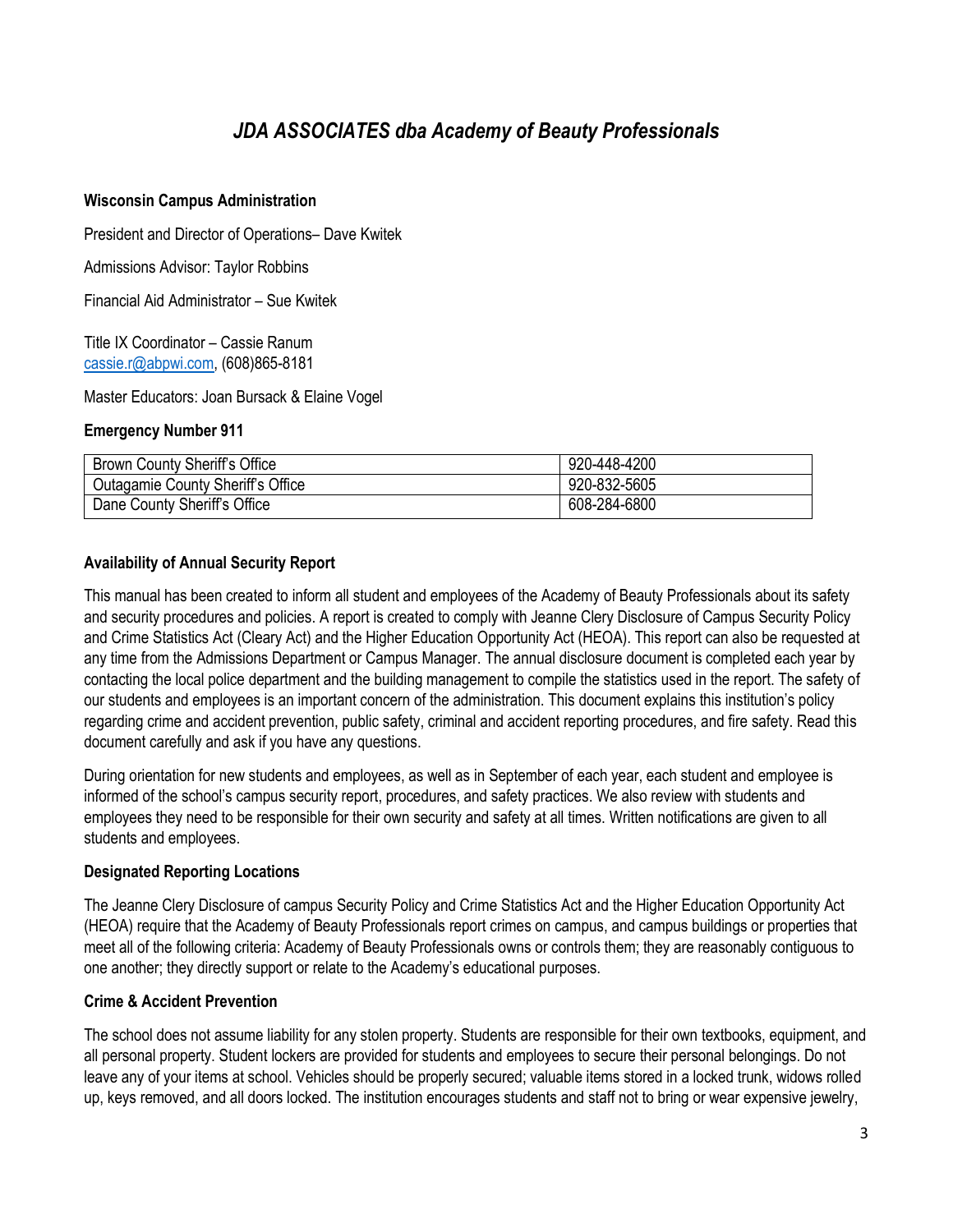# *JDA ASSOCIATES dba Academy of Beauty Professionals*

**Wisconsin Campus Administration**

President and Director of Operations– Dave Kwitek

Admissions Advisor: Taylor Robbins

Financial Aid Administrator – Sue Kwitek

Title IX Coordinator – Cassie Ranum
cassie.r@abpwi.com, (608)865-8181

Master Educators: Joan Bursack & Elaine Vogel

**Emergency Number 911**

| Brown County Sheriff's Office | 920-448-4200 |
|---|---|
| Outagamie County Sheriff's Office | 920-832-5605 |
| Dane County Sheriff's Office | 608-284-6800 |

**Availability of Annual Security Report**

This manual has been created to inform all student and employees of the Academy of Beauty Professionals about its safety and security procedures and policies. A report is created to comply with Jeanne Clery Disclosure of Campus Security Policy and Crime Statistics Act (Cleary Act) and the Higher Education Opportunity Act (HEOA). This report can also be requested at any time from the Admissions Department or Campus Manager. The annual disclosure document is completed each year by contacting the local police department and the building management to compile the statistics used in the report. The safety of our students and employees is an important concern of the administration. This document explains this institution's policy regarding crime and accident prevention, public safety, criminal and accident reporting procedures, and fire safety. Read this document carefully and ask if you have any questions.

During orientation for new students and employees, as well as in September of each year, each student and employee is informed of the school's campus security report, procedures, and safety practices. We also review with students and employees they need to be responsible for their own security and safety at all times. Written notifications are given to all students and employees.

**Designated Reporting Locations**

The Jeanne Clery Disclosure of campus Security Policy and Crime Statistics Act and the Higher Education Opportunity Act (HEOA) require that the Academy of Beauty Professionals report crimes on campus, and campus buildings or properties that meet all of the following criteria: Academy of Beauty Professionals owns or controls them; they are reasonably contiguous to one another; they directly support or relate to the Academy's educational purposes.

**Crime & Accident Prevention**

The school does not assume liability for any stolen property. Students are responsible for their own textbooks, equipment, and all personal property. Student lockers are provided for students and employees to secure their personal belongings. Do not leave any of your items at school. Vehicles should be properly secured; valuable items stored in a locked trunk, widows rolled up, keys removed, and all doors locked. The institution encourages students and staff not to bring or wear expensive jewelry,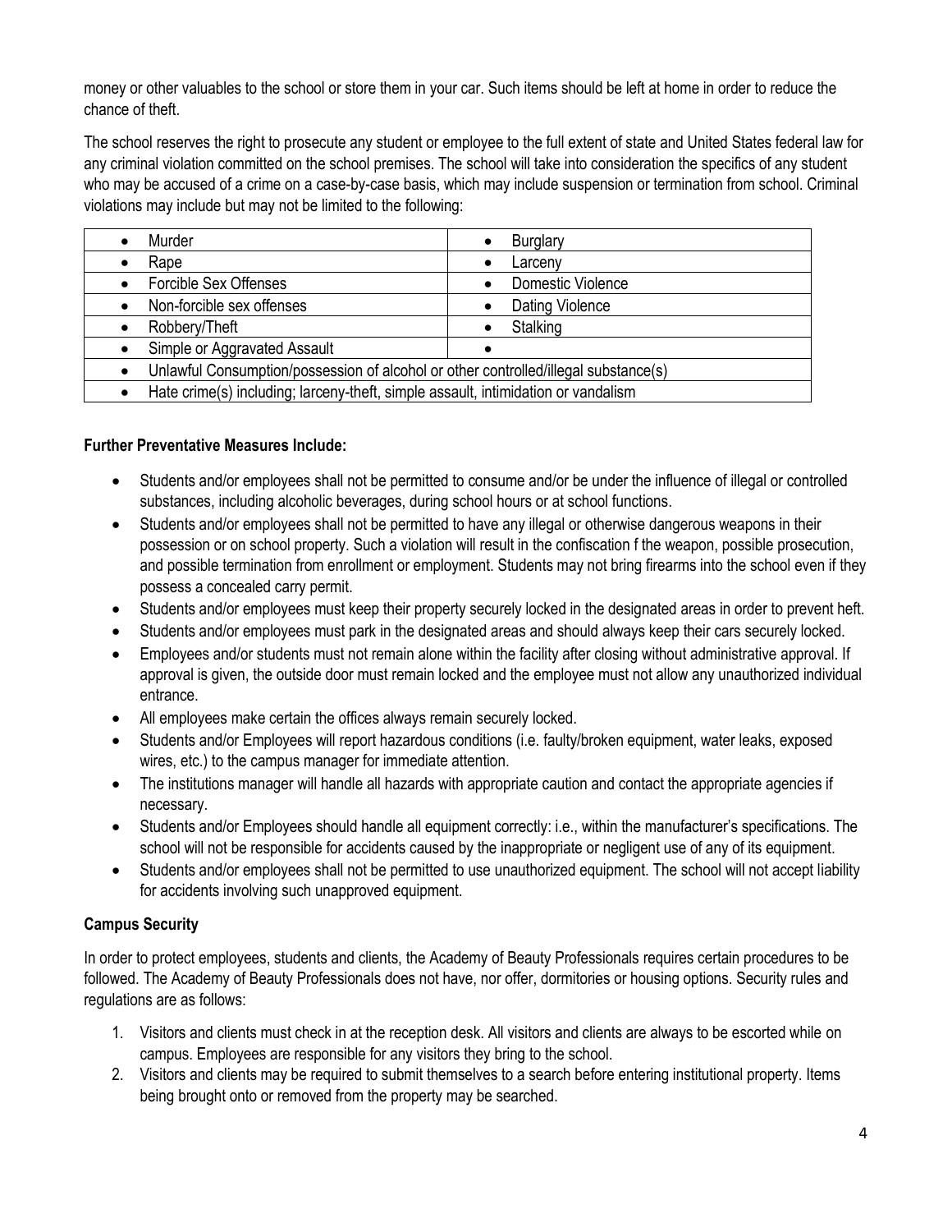money or other valuables to the school or store them in your car. Such items should be left at home in order to reduce the chance of theft.

The school reserves the right to prosecute any student or employee to the full extent of state and United States federal law for any criminal violation committed on the school premises. The school will take into consideration the specifics of any student who may be accused of a crime on a case-by-case basis, which may include suspension or termination from school. Criminal violations may include but may not be limited to the following:

| | |
|---|---|
| • Murder | • Burglary |
| • Rape | • Larceny |
| • Forcible Sex Offenses | • Domestic Violence |
| • Non-forcible sex offenses | • Dating Violence |
| • Robbery/Theft | • Stalking |
| • Simple or Aggravated Assault | • |
| • Unlawful Consumption/possession of alcohol or other controlled/illegal substance(s) | |
| • Hate crime(s) including; larceny-theft, simple assault, intimidation or vandalism | |

**Further Preventative Measures Include:**

- Students and/or employees shall not be permitted to consume and/or be under the influence of illegal or controlled substances, including alcoholic beverages, during school hours or at school functions.
- Students and/or employees shall not be permitted to have any illegal or otherwise dangerous weapons in their possession or on school property. Such a violation will result in the confiscation f the weapon, possible prosecution, and possible termination from enrollment or employment. Students may not bring firearms into the school even if they possess a concealed carry permit.
- Students and/or employees must keep their property securely locked in the designated areas in order to prevent heft.
- Students and/or employees must park in the designated areas and should always keep their cars securely locked.
- Employees and/or students must not remain alone within the facility after closing without administrative approval. If approval is given, the outside door must remain locked and the employee must not allow any unauthorized individual entrance.
- All employees make certain the offices always remain securely locked.
- Students and/or Employees will report hazardous conditions (i.e. faulty/broken equipment, water leaks, exposed wires, etc.) to the campus manager for immediate attention.
- The institutions manager will handle all hazards with appropriate caution and contact the appropriate agencies if necessary.
- Students and/or Employees should handle all equipment correctly: i.e., within the manufacturer's specifications. The school will not be responsible for accidents caused by the inappropriate or negligent use of any of its equipment.
- Students and/or employees shall not be permitted to use unauthorized equipment. The school will not accept liability for accidents involving such unapproved equipment.

**Campus Security**

In order to protect employees, students and clients, the Academy of Beauty Professionals requires certain procedures to be followed. The Academy of Beauty Professionals does not have, nor offer, dormitories or housing options. Security rules and regulations are as follows:

1. Visitors and clients must check in at the reception desk. All visitors and clients are always to be escorted while on campus. Employees are responsible for any visitors they bring to the school.
2. Visitors and clients may be required to submit themselves to a search before entering institutional property. Items being brought onto or removed from the property may be searched.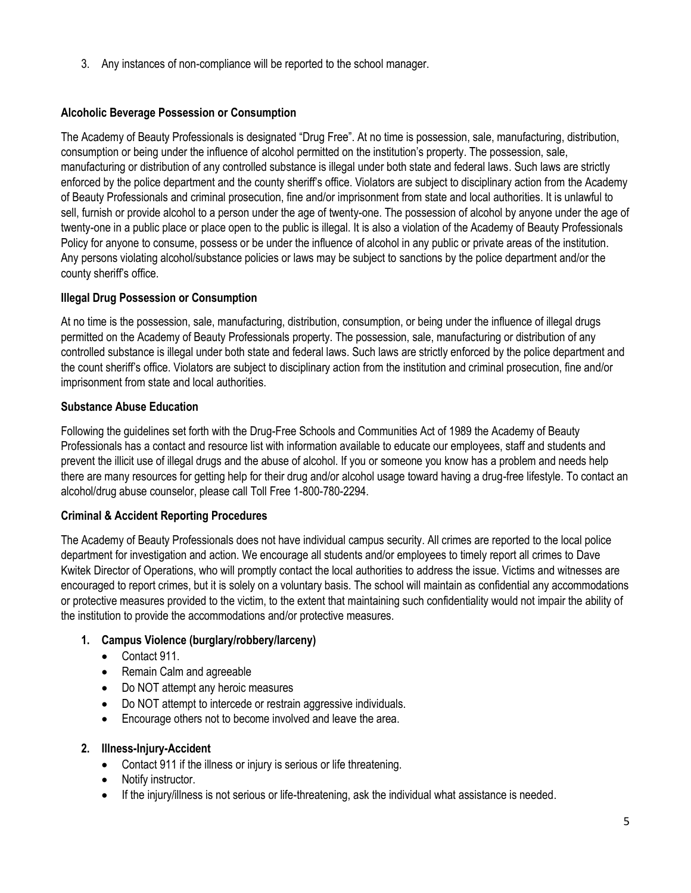3. Any instances of non-compliance will be reported to the school manager.

**Alcoholic Beverage Possession or Consumption**

The Academy of Beauty Professionals is designated "Drug Free". At no time is possession, sale, manufacturing, distribution, consumption or being under the influence of alcohol permitted on the institution's property. The possession, sale, manufacturing or distribution of any controlled substance is illegal under both state and federal laws. Such laws are strictly enforced by the police department and the county sheriff's office. Violators are subject to disciplinary action from the Academy of Beauty Professionals and criminal prosecution, fine and/or imprisonment from state and local authorities. It is unlawful to sell, furnish or provide alcohol to a person under the age of twenty-one. The possession of alcohol by anyone under the age of twenty-one in a public place or place open to the public is illegal. It is also a violation of the Academy of Beauty Professionals Policy for anyone to consume, possess or be under the influence of alcohol in any public or private areas of the institution. Any persons violating alcohol/substance policies or laws may be subject to sanctions by the police department and/or the county sheriff's office.

**Illegal Drug Possession or Consumption**

At no time is the possession, sale, manufacturing, distribution, consumption, or being under the influence of illegal drugs permitted on the Academy of Beauty Professionals property. The possession, sale, manufacturing or distribution of any controlled substance is illegal under both state and federal laws. Such laws are strictly enforced by the police department and the count sheriff's office. Violators are subject to disciplinary action from the institution and criminal prosecution, fine and/or imprisonment from state and local authorities.

**Substance Abuse Education**

Following the guidelines set forth with the Drug-Free Schools and Communities Act of 1989 the Academy of Beauty Professionals has a contact and resource list with information available to educate our employees, staff and students and prevent the illicit use of illegal drugs and the abuse of alcohol. If you or someone you know has a problem and needs help there are many resources for getting help for their drug and/or alcohol usage toward having a drug-free lifestyle. To contact an alcohol/drug abuse counselor, please call Toll Free 1-800-780-2294.

**Criminal & Accident Reporting Procedures**

The Academy of Beauty Professionals does not have individual campus security. All crimes are reported to the local police department for investigation and action. We encourage all students and/or employees to timely report all crimes to Dave Kwitek Director of Operations, who will promptly contact the local authorities to address the issue. Victims and witnesses are encouraged to report crimes, but it is solely on a voluntary basis. The school will maintain as confidential any accommodations or protective measures provided to the victim, to the extent that maintaining such confidentiality would not impair the ability of the institution to provide the accommodations and/or protective measures.

1. **Campus Violence (burglary/robbery/larceny)**
   - Contact 911.
   - Remain Calm and agreeable
   - Do NOT attempt any heroic measures
   - Do NOT attempt to intercede or restrain aggressive individuals.
   - Encourage others not to become involved and leave the area.

2. **Illness-Injury-Accident**
   - Contact 911 if the illness or injury is serious or life threatening.
   - Notify instructor.
   - If the injury/illness is not serious or life-threatening, ask the individual what assistance is needed.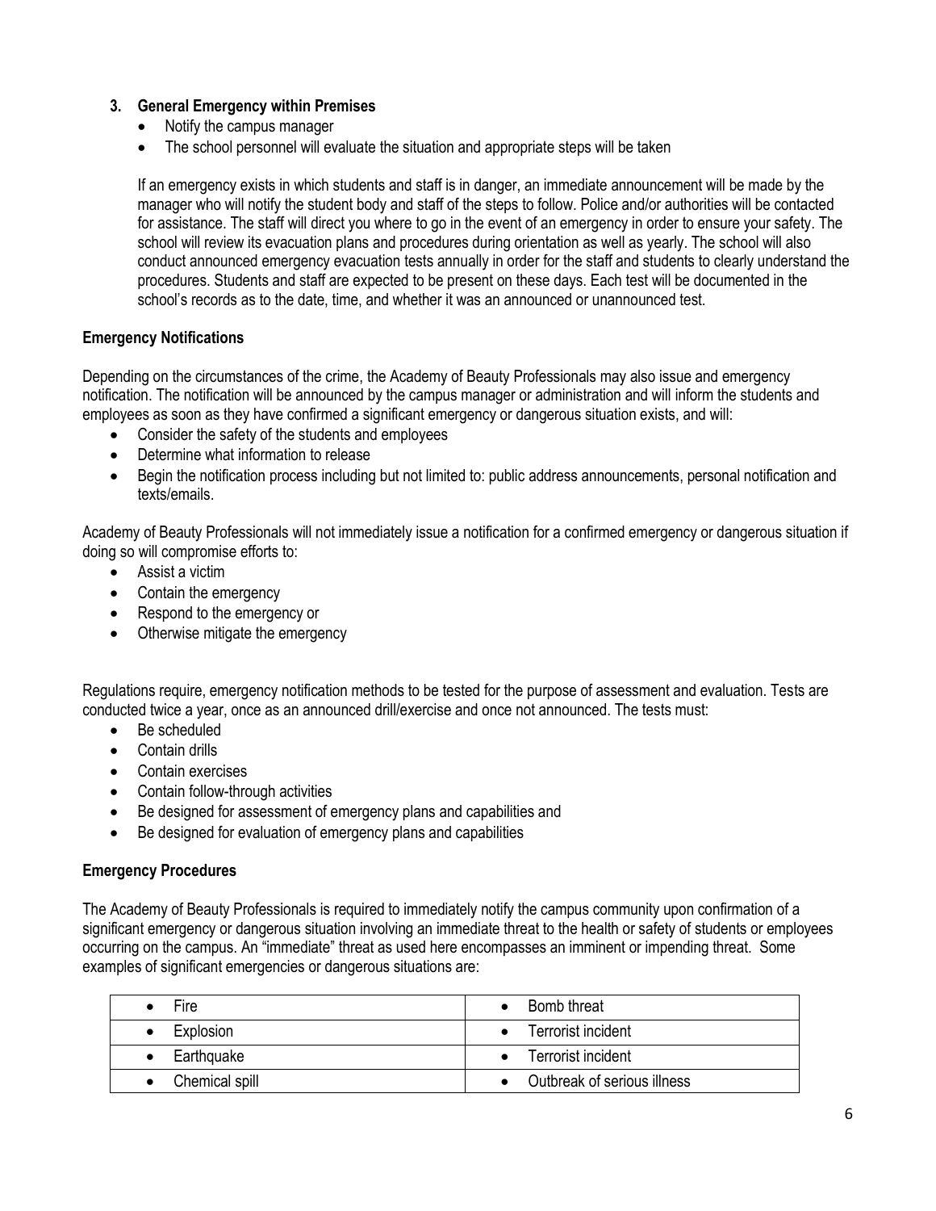3. **General Emergency within Premises**
   - Notify the campus manager
   - The school personnel will evaluate the situation and appropriate steps will be taken

   If an emergency exists in which students and staff is in danger, an immediate announcement will be made by the manager who will notify the student body and staff of the steps to follow. Police and/or authorities will be contacted for assistance. The staff will direct you where to go in the event of an emergency in order to ensure your safety. The school will review its evacuation plans and procedures during orientation as well as yearly. The school will also conduct announced emergency evacuation tests annually in order for the staff and students to clearly understand the procedures. Students and staff are expected to be present on these days. Each test will be documented in the school's records as to the date, time, and whether it was an announced or unannounced test.

**Emergency Notifications**

Depending on the circumstances of the crime, the Academy of Beauty Professionals may also issue and emergency notification. The notification will be announced by the campus manager or administration and will inform the students and employees as soon as they have confirmed a significant emergency or dangerous situation exists, and will:

- Consider the safety of the students and employees
- Determine what information to release
- Begin the notification process including but not limited to: public address announcements, personal notification and texts/emails.

Academy of Beauty Professionals will not immediately issue a notification for a confirmed emergency or dangerous situation if doing so will compromise efforts to:

- Assist a victim
- Contain the emergency
- Respond to the emergency or
- Otherwise mitigate the emergency

Regulations require, emergency notification methods to be tested for the purpose of assessment and evaluation. Tests are conducted twice a year, once as an announced drill/exercise and once not announced. The tests must:

- Be scheduled
- Contain drills
- Contain exercises
- Contain follow-through activities
- Be designed for assessment of emergency plans and capabilities and
- Be designed for evaluation of emergency plans and capabilities

**Emergency Procedures**

The Academy of Beauty Professionals is required to immediately notify the campus community upon confirmation of a significant emergency or dangerous situation involving an immediate threat to the health or safety of students or employees occurring on the campus. An "immediate" threat as used here encompasses an imminent or impending threat. Some examples of significant emergencies or dangerous situations are:

| | |
|---|---|
| • Fire | • Bomb threat |
| • Explosion | • Terrorist incident |
| • Earthquake | • Terrorist incident |
| • Chemical spill | • Outbreak of serious illness |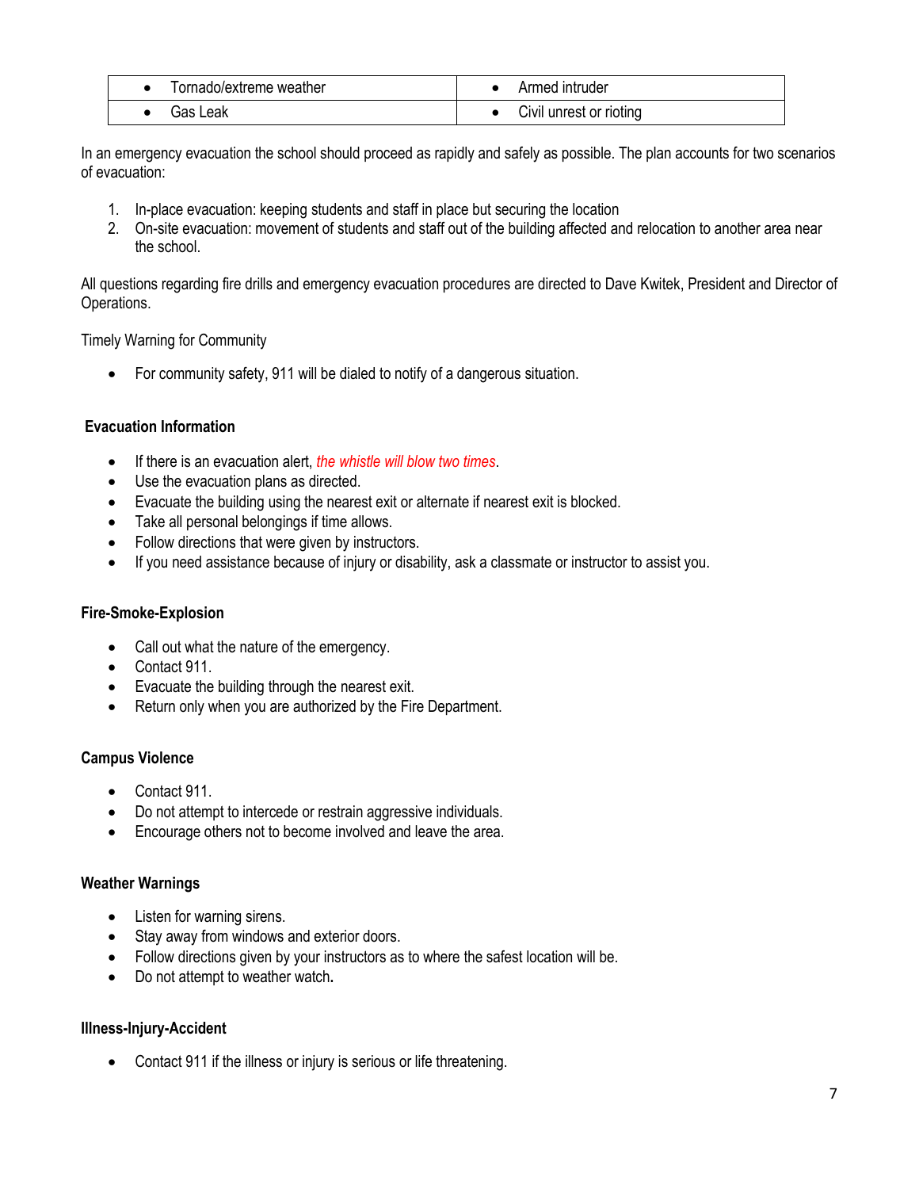| • Tornado/extreme weather | • Armed intruder |
|---|---|
| • Gas Leak | • Civil unrest or rioting |

In an emergency evacuation the school should proceed as rapidly and safely as possible. The plan accounts for two scenarios of evacuation:

1. In-place evacuation: keeping students and staff in place but securing the location
2. On-site evacuation: movement of students and staff out of the building affected and relocation to another area near the school.

All questions regarding fire drills and emergency evacuation procedures are directed to Dave Kwitek, President and Director of Operations.

Timely Warning for Community

- For community safety, 911 will be dialed to notify of a dangerous situation.

**Evacuation Information**

- If there is an evacuation alert, *the whistle will blow two times*.
- Use the evacuation plans as directed.
- Evacuate the building using the nearest exit or alternate if nearest exit is blocked.
- Take all personal belongings if time allows.
- Follow directions that were given by instructors.
- If you need assistance because of injury or disability, ask a classmate or instructor to assist you.

**Fire-Smoke-Explosion**

- Call out what the nature of the emergency.
- Contact 911.
- Evacuate the building through the nearest exit.
- Return only when you are authorized by the Fire Department.

**Campus Violence**

- Contact 911.
- Do not attempt to intercede or restrain aggressive individuals.
- Encourage others not to become involved and leave the area.

**Weather Warnings**

- Listen for warning sirens.
- Stay away from windows and exterior doors.
- Follow directions given by your instructors as to where the safest location will be.
- Do not attempt to weather watch.

**Illness-Injury-Accident**

- Contact 911 if the illness or injury is serious or life threatening.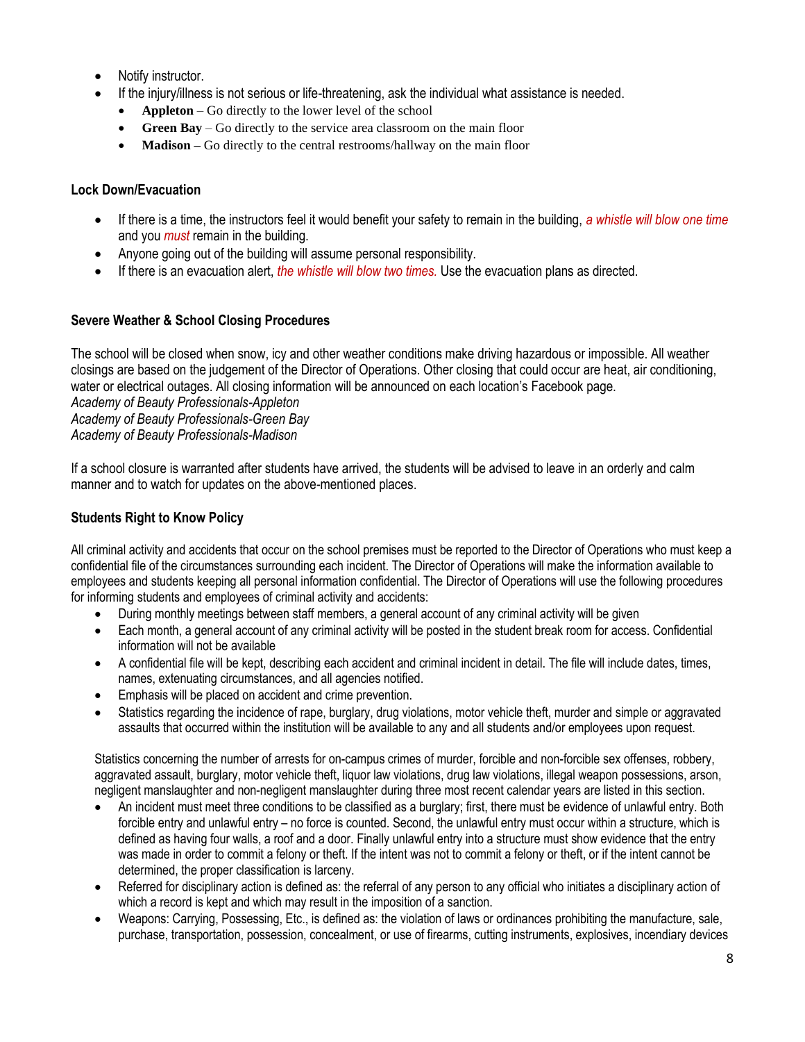- Notify instructor.
- If the injury/illness is not serious or life-threatening, ask the individual what assistance is needed.
  - **Appleton** – Go directly to the lower level of the school
  - **Green Bay** – Go directly to the service area classroom on the main floor
  - **Madison –** Go directly to the central restrooms/hallway on the main floor

**Lock Down/Evacuation**

- If there is a time, the instructors feel it would benefit your safety to remain in the building, *a whistle will blow one time* and you *must* remain in the building.
- Anyone going out of the building will assume personal responsibility.
- If there is an evacuation alert, *the whistle will blow two times.* Use the evacuation plans as directed.

**Severe Weather & School Closing Procedures**

The school will be closed when snow, icy and other weather conditions make driving hazardous or impossible. All weather closings are based on the judgement of the Director of Operations. Other closing that could occur are heat, air conditioning, water or electrical outages. All closing information will be announced on each location's Facebook page.
*Academy of Beauty Professionals-Appleton*
*Academy of Beauty Professionals-Green Bay*
*Academy of Beauty Professionals-Madison*

If a school closure is warranted after students have arrived, the students will be advised to leave in an orderly and calm manner and to watch for updates on the above-mentioned places.

**Students Right to Know Policy**

All criminal activity and accidents that occur on the school premises must be reported to the Director of Operations who must keep a confidential file of the circumstances surrounding each incident. The Director of Operations will make the information available to employees and students keeping all personal information confidential. The Director of Operations will use the following procedures for informing students and employees of criminal activity and accidents:

- During monthly meetings between staff members, a general account of any criminal activity will be given
- Each month, a general account of any criminal activity will be posted in the student break room for access. Confidential information will not be available
- A confidential file will be kept, describing each accident and criminal incident in detail. The file will include dates, times, names, extenuating circumstances, and all agencies notified.
- Emphasis will be placed on accident and crime prevention.
- Statistics regarding the incidence of rape, burglary, drug violations, motor vehicle theft, murder and simple or aggravated assaults that occurred within the institution will be available to any and all students and/or employees upon request.

Statistics concerning the number of arrests for on-campus crimes of murder, forcible and non-forcible sex offenses, robbery, aggravated assault, burglary, motor vehicle theft, liquor law violations, drug law violations, illegal weapon possessions, arson, negligent manslaughter and non-negligent manslaughter during three most recent calendar years are listed in this section.

- An incident must meet three conditions to be classified as a burglary; first, there must be evidence of unlawful entry. Both forcible entry and unlawful entry – no force is counted. Second, the unlawful entry must occur within a structure, which is defined as having four walls, a roof and a door. Finally unlawful entry into a structure must show evidence that the entry was made in order to commit a felony or theft. If the intent was not to commit a felony or theft, or if the intent cannot be determined, the proper classification is larceny.
- Referred for disciplinary action is defined as: the referral of any person to any official who initiates a disciplinary action of which a record is kept and which may result in the imposition of a sanction.
- Weapons: Carrying, Possessing, Etc., is defined as: the violation of laws or ordinances prohibiting the manufacture, sale, purchase, transportation, possession, concealment, or use of firearms, cutting instruments, explosives, incendiary devices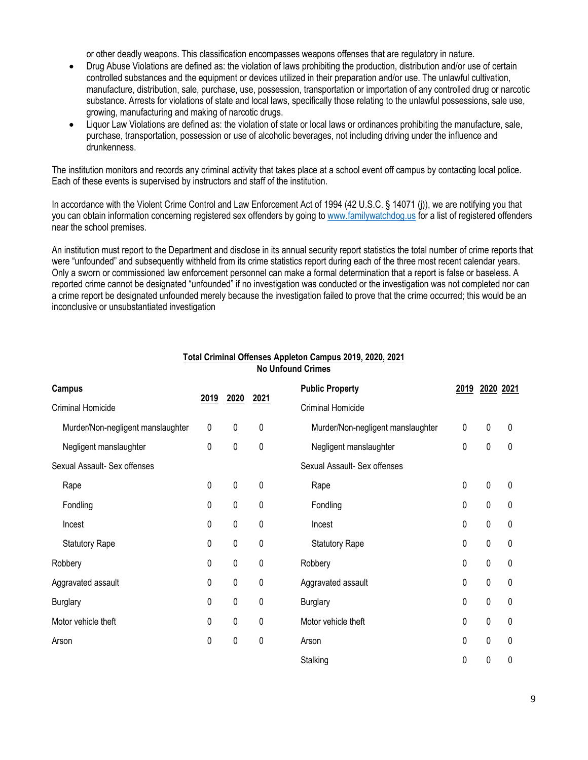or other deadly weapons. This classification encompasses weapons offenses that are regulatory in nature.

- Drug Abuse Violations are defined as: the violation of laws prohibiting the production, distribution and/or use of certain controlled substances and the equipment or devices utilized in their preparation and/or use. The unlawful cultivation, manufacture, distribution, sale, purchase, use, possession, transportation or importation of any controlled drug or narcotic substance. Arrests for violations of state and local laws, specifically those relating to the unlawful possessions, sale use, growing, manufacturing and making of narcotic drugs.
- Liquor Law Violations are defined as: the violation of state or local laws or ordinances prohibiting the manufacture, sale, purchase, transportation, possession or use of alcoholic beverages, not including driving under the influence and drunkenness.

The institution monitors and records any criminal activity that takes place at a school event off campus by contacting local police. Each of these events is supervised by instructors and staff of the institution.

In accordance with the Violent Crime Control and Law Enforcement Act of 1994 (42 U.S.C. § 14071 (j)), we are notifying you that you can obtain information concerning registered sex offenders by going to www.familywatchdog.us for a list of registered offenders near the school premises.

An institution must report to the Department and disclose in its annual security report statistics the total number of crime reports that were "unfounded" and subsequently withheld from its crime statistics report during each of the three most recent calendar years. Only a sworn or commissioned law enforcement personnel can make a formal determination that a report is false or baseless. A reported crime cannot be designated "unfounded" if no investigation was conducted or the investigation was not completed nor can a crime report be designated unfounded merely because the investigation failed to prove that the crime occurred; this would be an inconclusive or unsubstantiated investigation

**Total Criminal Offenses Appleton Campus 2019, 2020, 2021**
**No Unfound Crimes**

| Campus | 2019 | 2020 | 2021 | Public Property | 2019 | 2020 | 2021 |
|---|---|---|---|---|---|---|---|
| Criminal Homicide | | | | Criminal Homicide | | | |
| Murder/Non-negligent manslaughter | 0 | 0 | 0 | Murder/Non-negligent manslaughter | 0 | 0 | 0 |
| Negligent manslaughter | 0 | 0 | 0 | Negligent manslaughter | 0 | 0 | 0 |
| Sexual Assault- Sex offenses | | | | Sexual Assault- Sex offenses | | | |
| Rape | 0 | 0 | 0 | Rape | 0 | 0 | 0 |
| Fondling | 0 | 0 | 0 | Fondling | 0 | 0 | 0 |
| Incest | 0 | 0 | 0 | Incest | 0 | 0 | 0 |
| Statutory Rape | 0 | 0 | 0 | Statutory Rape | 0 | 0 | 0 |
| Robbery | 0 | 0 | 0 | Robbery | 0 | 0 | 0 |
| Aggravated assault | 0 | 0 | 0 | Aggravated assault | 0 | 0 | 0 |
| Burglary | 0 | 0 | 0 | Burglary | 0 | 0 | 0 |
| Motor vehicle theft | 0 | 0 | 0 | Motor vehicle theft | 0 | 0 | 0 |
| Arson | 0 | 0 | 0 | Arson | 0 | 0 | 0 |
| | | | | Stalking | 0 | 0 | 0 |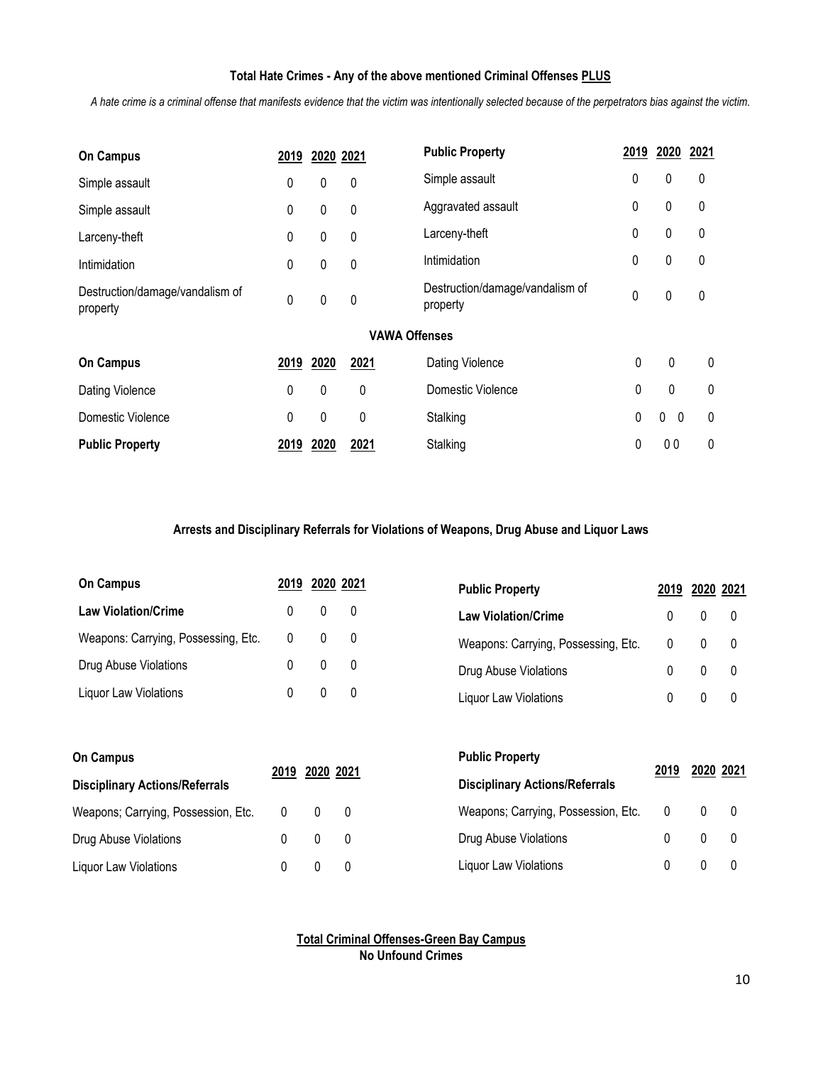**Total Hate Crimes - Any of the above mentioned Criminal Offenses PLUS**

*A hate crime is a criminal offense that manifests evidence that the victim was intentionally selected because of the perpetrators bias against the victim.*

| On Campus | 2019 | 2020 | 2021 |
|---|---|---|---|
| Simple assault | 0 | 0 | 0 |
| Simple assault | 0 | 0 | 0 |
| Larceny-theft | 0 | 0 | 0 |
| Intimidation | 0 | 0 | 0 |
| Destruction/damage/vandalism of property | 0 | 0 | 0 |

| Public Property | 2019 | 2020 | 2021 |
|---|---|---|---|
| Simple assault | 0 | 0 | 0 |
| Aggravated assault | 0 | 0 | 0 |
| Larceny-theft | 0 | 0 | 0 |
| Intimidation | 0 | 0 | 0 |
| Destruction/damage/vandalism of property | 0 | 0 | 0 |

**VAWA Offenses**

| On Campus | 2019 | 2020 | 2021 |
|---|---|---|---|
| Dating Violence | 0 | 0 | 0 |
| Domestic Violence | 0 | 0 | 0 |
| Stalking | 0 | 0 0 | 0 |

| Public Property | 2019 | 2020 | 2021 |
|---|---|---|---|
| Dating Violence | 0 | 0 | 0 |
| Domestic Violence | 0 | 0 | 0 |
| Stalking | 0 | 0 0 | 0 |

**Arrests and Disciplinary Referrals for Violations of Weapons, Drug Abuse and Liquor Laws**

| On Campus | 2019 | 2020 | 2021 |
|---|---|---|---|
| **Law Violation/Crime** | 0 | 0 | 0 |
| Weapons: Carrying, Possessing, Etc. | 0 | 0 | 0 |
| Drug Abuse Violations | 0 | 0 | 0 |
| Liquor Law Violations | 0 | 0 | 0 |

| Public Property | 2019 | 2020 | 2021 |
|---|---|---|---|
| **Law Violation/Crime** | 0 | 0 | 0 |
| Weapons: Carrying, Possessing, Etc. | 0 | 0 | 0 |
| Drug Abuse Violations | 0 | 0 | 0 |
| Liquor Law Violations | 0 | 0 | 0 |

| On Campus<br>**Disciplinary Actions/Referrals** | 2019 | 2020 | 2021 |
|---|---|---|---|
| Weapons; Carrying, Possession, Etc. | 0 | 0 | 0 |
| Drug Abuse Violations | 0 | 0 | 0 |
| Liquor Law Violations | 0 | 0 | 0 |

| Public Property<br>**Disciplinary Actions/Referrals** | 2019 | 2020 | 2021 |
|---|---|---|---|
| Weapons; Carrying, Possession, Etc. | 0 | 0 | 0 |
| Drug Abuse Violations | 0 | 0 | 0 |
| Liquor Law Violations | 0 | 0 | 0 |

**Total Criminal Offenses-Green Bay Campus**
**No Unfound Crimes**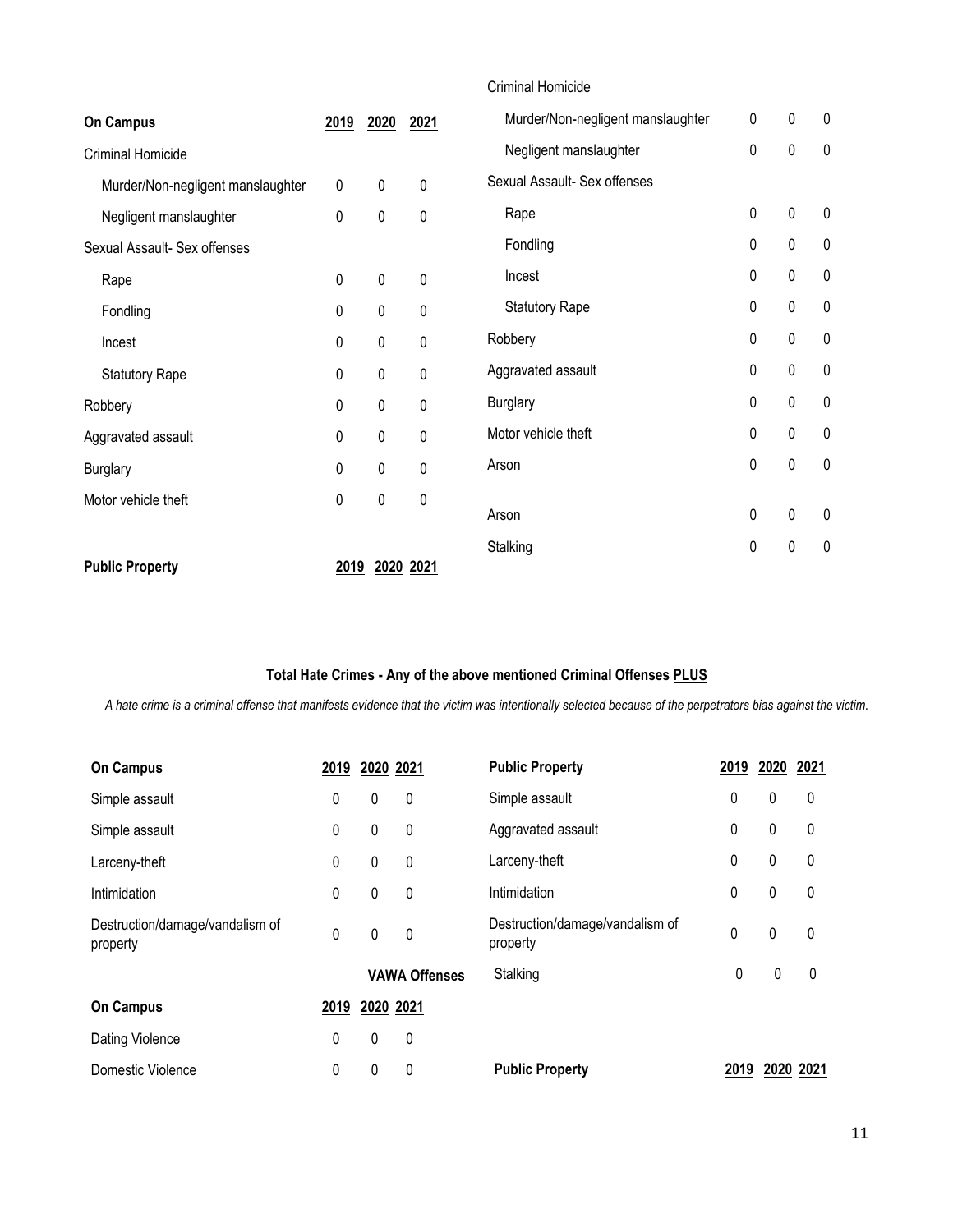**On Campus**

| On Campus | 2019 | 2020 | 2021 |
|---|---|---|---|
| Criminal Homicide | | | |
| Murder/Non-negligent manslaughter | 0 | 0 | 0 |
| Negligent manslaughter | 0 | 0 | 0 |
| Sexual Assault- Sex offenses | | | |
| Rape | 0 | 0 | 0 |
| Fondling | 0 | 0 | 0 |
| Incest | 0 | 0 | 0 |
| Statutory Rape | 0 | 0 | 0 |
| Robbery | 0 | 0 | 0 |
| Aggravated assault | 0 | 0 | 0 |
| Burglary | 0 | 0 | 0 |
| Motor vehicle theft | 0 | 0 | 0 |

| Public Property | 2019 | 2020 | 2021 |
|---|---|---|---|
| Criminal Homicide | | | |
| Murder/Non-negligent manslaughter | 0 | 0 | 0 |
| Negligent manslaughter | 0 | 0 | 0 |
| Sexual Assault- Sex offenses | | | |
| Rape | 0 | 0 | 0 |
| Fondling | 0 | 0 | 0 |
| Incest | 0 | 0 | 0 |
| Statutory Rape | 0 | 0 | 0 |
| Robbery | 0 | 0 | 0 |
| Aggravated assault | 0 | 0 | 0 |
| Burglary | 0 | 0 | 0 |
| Motor vehicle theft | 0 | 0 | 0 |
| Arson | 0 | 0 | 0 |

| | | | |
|---|---|---|---|
| Arson | 0 | 0 | 0 |
| Stalking | 0 | 0 | 0 |

**Total Hate Crimes - Any of the above mentioned Criminal Offenses PLUS**

*A hate crime is a criminal offense that manifests evidence that the victim was intentionally selected because of the perpetrators bias against the victim.*

| On Campus | 2019 | 2020 | 2021 |
|---|---|---|---|
| Simple assault | 0 | 0 | 0 |
| Simple assault | 0 | 0 | 0 |
| Larceny-theft | 0 | 0 | 0 |
| Intimidation | 0 | 0 | 0 |
| Destruction/damage/vandalism of property | 0 | 0 | 0 |

| Public Property | 2019 | 2020 | 2021 |
|---|---|---|---|
| Simple assault | 0 | 0 | 0 |
| Aggravated assault | 0 | 0 | 0 |
| Larceny-theft | 0 | 0 | 0 |
| Intimidation | 0 | 0 | 0 |
| Destruction/damage/vandalism of property | 0 | 0 | 0 |
| Stalking | 0 | 0 | 0 |

**VAWA Offenses**

| On Campus | 2019 | 2020 | 2021 |
|---|---|---|---|
| Dating Violence | 0 | 0 | 0 |
| Domestic Violence | 0 | 0 | 0 |

| Public Property | 2019 | 2020 | 2021 |
|---|---|---|---|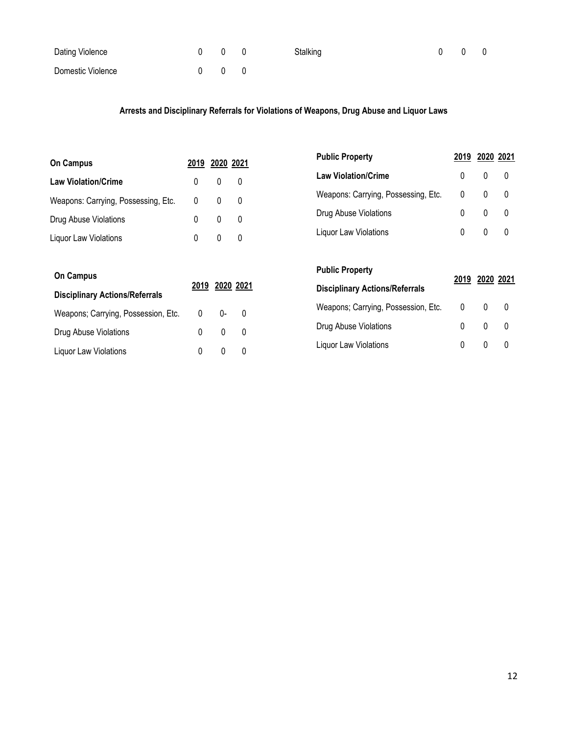| | 2019 | 2020 | 2021 | | 2019 | 2020 | 2021 |
|---|---|---|---|---|---|---|---|
| Dating Violence | 0 | 0 | 0 | Stalking | 0 | 0 | 0 |
| Domestic Violence | 0 | 0 | 0 | | | | |

**Arrests and Disciplinary Referrals for Violations of Weapons, Drug Abuse and Liquor Laws**

| **On Campus** | 2019 | 2020 | 2021 |
|---|---|---|---|
| **Law Violation/Crime** | 0 | 0 | 0 |
| Weapons: Carrying, Possessing, Etc. | 0 | 0 | 0 |
| Drug Abuse Violations | 0 | 0 | 0 |
| Liquor Law Violations | 0 | 0 | 0 |

| **Public Property** | 2019 | 2020 | 2021 |
|---|---|---|---|
| **Law Violation/Crime** | 0 | 0 | 0 |
| Weapons: Carrying, Possessing, Etc. | 0 | 0 | 0 |
| Drug Abuse Violations | 0 | 0 | 0 |
| Liquor Law Violations | 0 | 0 | 0 |

| **On Campus**<br>**Disciplinary Actions/Referrals** | 2019 | 2020 | 2021 |
|---|---|---|---|
| Weapons; Carrying, Possession, Etc. | 0 | 0- | 0 |
| Drug Abuse Violations | 0 | 0 | 0 |
| Liquor Law Violations | 0 | 0 | 0 |

| **Public Property**<br>**Disciplinary Actions/Referrals** | 2019 | 2020 | 2021 |
|---|---|---|---|
| Weapons; Carrying, Possession, Etc. | 0 | 0 | 0 |
| Drug Abuse Violations | 0 | 0 | 0 |
| Liquor Law Violations | 0 | 0 | 0 |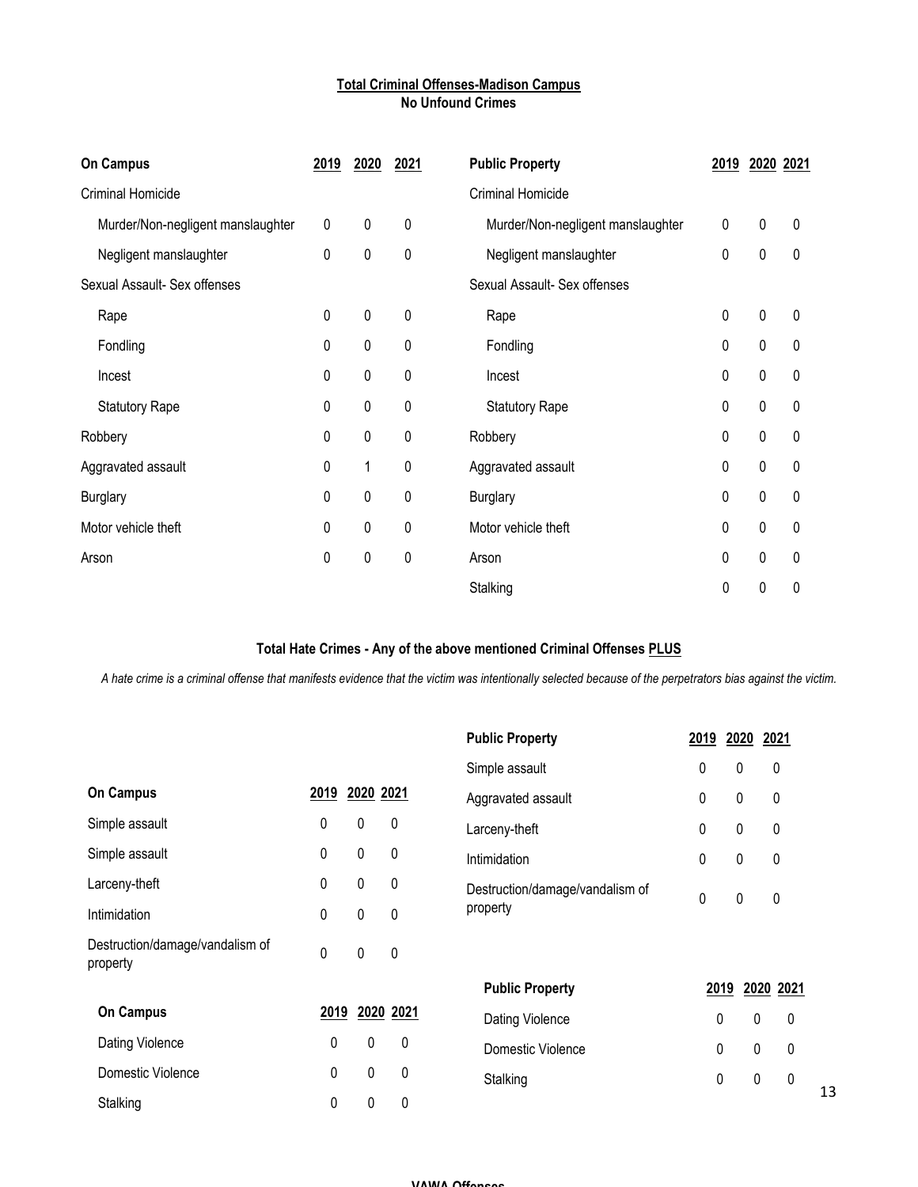**Total Criminal Offenses-Madison Campus**
**No Unfound Crimes**

| On Campus | 2019 | 2020 | 2021 |
|---|---|---|---|
| Criminal Homicide | | | |
| Murder/Non-negligent manslaughter | 0 | 0 | 0 |
| Negligent manslaughter | 0 | 0 | 0 |
| Sexual Assault- Sex offenses | | | |
| Rape | 0 | 0 | 0 |
| Fondling | 0 | 0 | 0 |
| Incest | 0 | 0 | 0 |
| Statutory Rape | 0 | 0 | 0 |
| Robbery | 0 | 0 | 0 |
| Aggravated assault | 0 | 1 | 0 |
| Burglary | 0 | 0 | 0 |
| Motor vehicle theft | 0 | 0 | 0 |
| Arson | 0 | 0 | 0 |

| Public Property | 2019 | 2020 | 2021 |
|---|---|---|---|
| Criminal Homicide | | | |
| Murder/Non-negligent manslaughter | 0 | 0 | 0 |
| Negligent manslaughter | 0 | 0 | 0 |
| Sexual Assault- Sex offenses | | | |
| Rape | 0 | 0 | 0 |
| Fondling | 0 | 0 | 0 |
| Incest | 0 | 0 | 0 |
| Statutory Rape | 0 | 0 | 0 |
| Robbery | 0 | 0 | 0 |
| Aggravated assault | 0 | 0 | 0 |
| Burglary | 0 | 0 | 0 |
| Motor vehicle theft | 0 | 0 | 0 |
| Arson | 0 | 0 | 0 |
| Stalking | 0 | 0 | 0 |

**Total Hate Crimes - Any of the above mentioned Criminal Offenses PLUS**

*A hate crime is a criminal offense that manifests evidence that the victim was intentionally selected because of the perpetrators bias against the victim.*

| On Campus | 2019 | 2020 | 2021 |
|---|---|---|---|
| Simple assault | 0 | 0 | 0 |
| Simple assault | 0 | 0 | 0 |
| Larceny-theft | 0 | 0 | 0 |
| Intimidation | 0 | 0 | 0 |
| Destruction/damage/vandalism of property | 0 | 0 | 0 |

| Public Property | 2019 | 2020 | 2021 |
|---|---|---|---|
| Simple assault | 0 | 0 | 0 |
| Aggravated assault | 0 | 0 | 0 |
| Larceny-theft | 0 | 0 | 0 |
| Intimidation | 0 | 0 | 0 |
| Destruction/damage/vandalism of property | 0 | 0 | 0 |

| On Campus | 2019 | 2020 | 2021 |
|---|---|---|---|
| Dating Violence | 0 | 0 | 0 |
| Domestic Violence | 0 | 0 | 0 |
| Stalking | 0 | 0 | 0 |

| Public Property | 2019 | 2020 | 2021 |
|---|---|---|---|
| Dating Violence | 0 | 0 | 0 |
| Domestic Violence | 0 | 0 | 0 |
| Stalking | 0 | 0 | 0 |

**VAWA Offenses**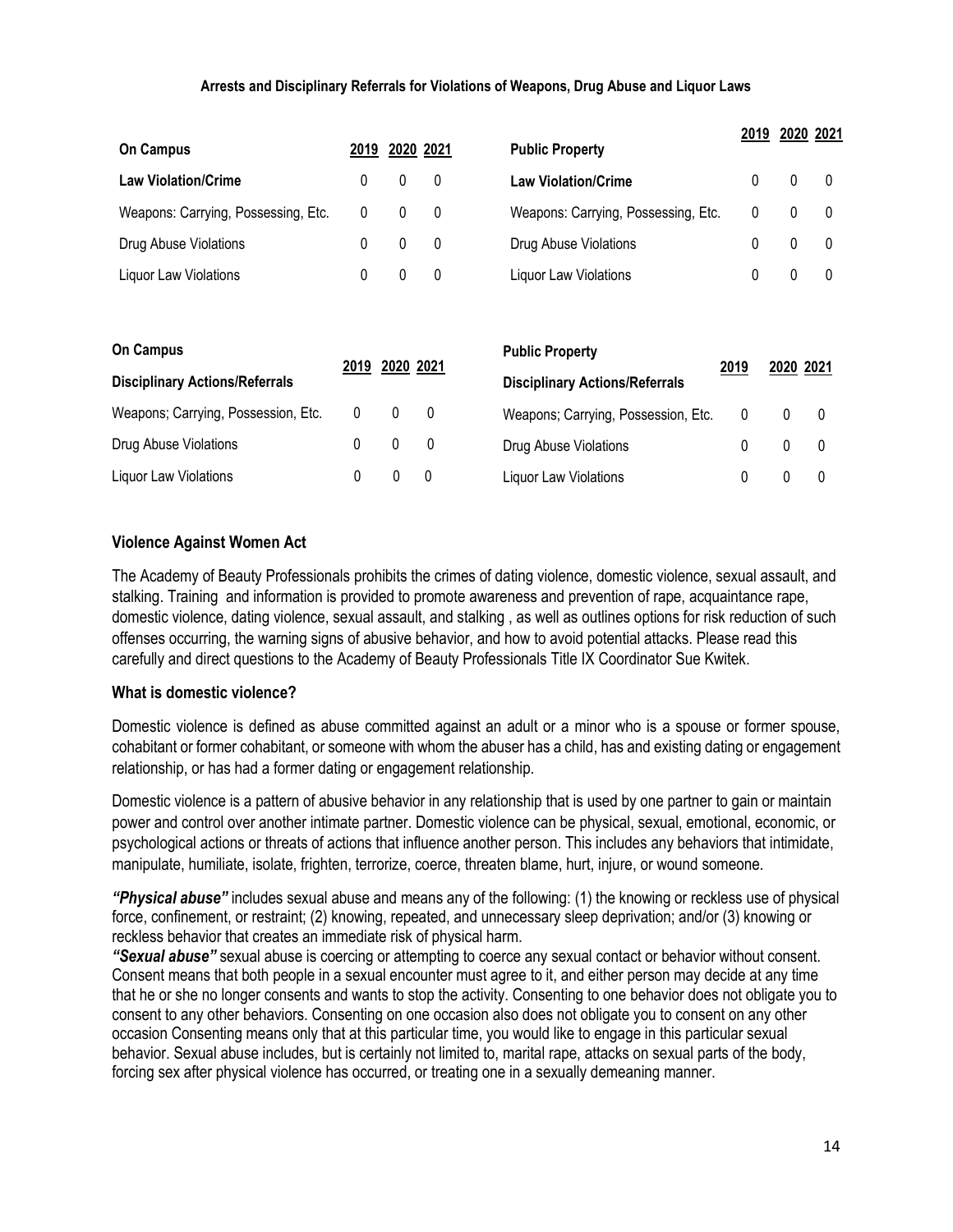**Arrests and Disciplinary Referrals for Violations of Weapons, Drug Abuse and Liquor Laws**

| On Campus | 2019 | 2020 | 2021 |
|---|---|---|---|
| **Law Violation/Crime** | 0 | 0 | 0 |
| Weapons: Carrying, Possessing, Etc. | 0 | 0 | 0 |
| Drug Abuse Violations | 0 | 0 | 0 |
| Liquor Law Violations | 0 | 0 | 0 |

| Public Property | 2019 | 2020 | 2021 |
|---|---|---|---|
| **Law Violation/Crime** | 0 | 0 | 0 |
| Weapons: Carrying, Possessing, Etc. | 0 | 0 | 0 |
| Drug Abuse Violations | 0 | 0 | 0 |
| Liquor Law Violations | 0 | 0 | 0 |

| On Campus<br>**Disciplinary Actions/Referrals** | 2019 | 2020 | 2021 |
|---|---|---|---|
| Weapons; Carrying, Possession, Etc. | 0 | 0 | 0 |
| Drug Abuse Violations | 0 | 0 | 0 |
| Liquor Law Violations | 0 | 0 | 0 |

| Public Property<br>**Disciplinary Actions/Referrals** | 2019 | 2020 | 2021 |
|---|---|---|---|
| Weapons; Carrying, Possession, Etc. | 0 | 0 | 0 |
| Drug Abuse Violations | 0 | 0 | 0 |
| Liquor Law Violations | 0 | 0 | 0 |

### Violence Against Women Act

The Academy of Beauty Professionals prohibits the crimes of dating violence, domestic violence, sexual assault, and stalking. Training and information is provided to promote awareness and prevention of rape, acquaintance rape, domestic violence, dating violence, sexual assault, and stalking , as well as outlines options for risk reduction of such offenses occurring, the warning signs of abusive behavior, and how to avoid potential attacks. Please read this carefully and direct questions to the Academy of Beauty Professionals Title IX Coordinator Sue Kwitek.

### What is domestic violence?

Domestic violence is defined as abuse committed against an adult or a minor who is a spouse or former spouse, cohabitant or former cohabitant, or someone with whom the abuser has a child, has and existing dating or engagement relationship, or has had a former dating or engagement relationship.

Domestic violence is a pattern of abusive behavior in any relationship that is used by one partner to gain or maintain power and control over another intimate partner. Domestic violence can be physical, sexual, emotional, economic, or psychological actions or threats of actions that influence another person. This includes any behaviors that intimidate, manipulate, humiliate, isolate, frighten, terrorize, coerce, threaten blame, hurt, injure, or wound someone.

***"Physical abuse"*** includes sexual abuse and means any of the following: (1) the knowing or reckless use of physical force, confinement, or restraint; (2) knowing, repeated, and unnecessary sleep deprivation; and/or (3) knowing or reckless behavior that creates an immediate risk of physical harm.

***"Sexual abuse"*** sexual abuse is coercing or attempting to coerce any sexual contact or behavior without consent. Consent means that both people in a sexual encounter must agree to it, and either person may decide at any time that he or she no longer consents and wants to stop the activity. Consenting to one behavior does not obligate you to consent to any other behaviors. Consenting on one occasion also does not obligate you to consent on any other occasion Consenting means only that at this particular time, you would like to engage in this particular sexual behavior. Sexual abuse includes, but is certainly not limited to, marital rape, attacks on sexual parts of the body, forcing sex after physical violence has occurred, or treating one in a sexually demeaning manner.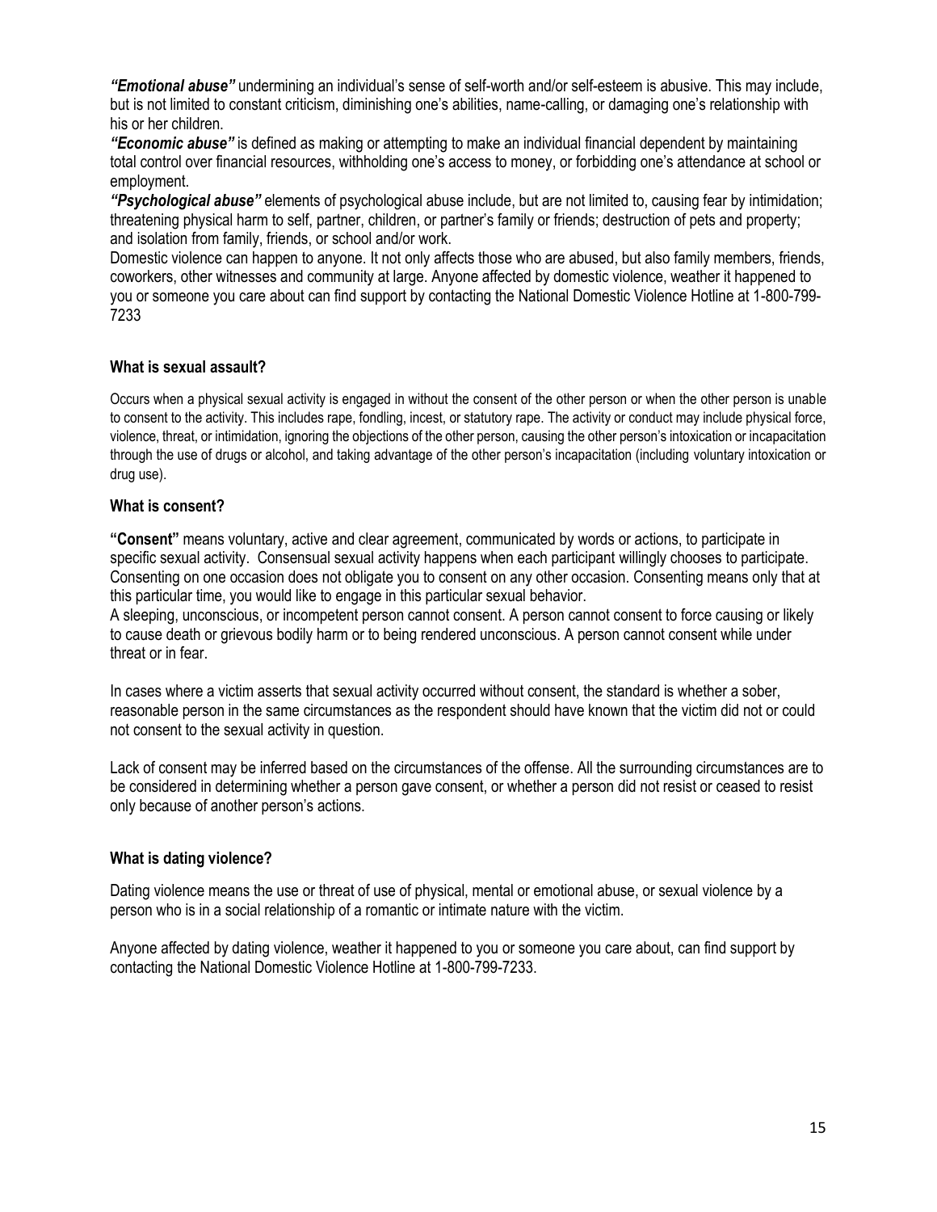***"Emotional abuse"*** undermining an individual's sense of self-worth and/or self-esteem is abusive. This may include, but is not limited to constant criticism, diminishing one's abilities, name-calling, or damaging one's relationship with his or her children.

***"Economic abuse"*** is defined as making or attempting to make an individual financial dependent by maintaining total control over financial resources, withholding one's access to money, or forbidding one's attendance at school or employment.

***"Psychological abuse"*** elements of psychological abuse include, but are not limited to, causing fear by intimidation; threatening physical harm to self, partner, children, or partner's family or friends; destruction of pets and property; and isolation from family, friends, or school and/or work.

Domestic violence can happen to anyone. It not only affects those who are abused, but also family members, friends, coworkers, other witnesses and community at large. Anyone affected by domestic violence, weather it happened to you or someone you care about can find support by contacting the National Domestic Violence Hotline at 1-800-799-7233

### What is sexual assault?

Occurs when a physical sexual activity is engaged in without the consent of the other person or when the other person is unable to consent to the activity. This includes rape, fondling, incest, or statutory rape. The activity or conduct may include physical force, violence, threat, or intimidation, ignoring the objections of the other person, causing the other person's intoxication or incapacitation through the use of drugs or alcohol, and taking advantage of the other person's incapacitation (including voluntary intoxication or drug use).

### What is consent?

**"Consent"** means voluntary, active and clear agreement, communicated by words or actions, to participate in specific sexual activity. Consensual sexual activity happens when each participant willingly chooses to participate. Consenting on one occasion does not obligate you to consent on any other occasion. Consenting means only that at this particular time, you would like to engage in this particular sexual behavior.

A sleeping, unconscious, or incompetent person cannot consent. A person cannot consent to force causing or likely to cause death or grievous bodily harm or to being rendered unconscious. A person cannot consent while under threat or in fear.

In cases where a victim asserts that sexual activity occurred without consent, the standard is whether a sober, reasonable person in the same circumstances as the respondent should have known that the victim did not or could not consent to the sexual activity in question.

Lack of consent may be inferred based on the circumstances of the offense. All the surrounding circumstances are to be considered in determining whether a person gave consent, or whether a person did not resist or ceased to resist only because of another person's actions.

### What is dating violence?

Dating violence means the use or threat of use of physical, mental or emotional abuse, or sexual violence by a person who is in a social relationship of a romantic or intimate nature with the victim.

Anyone affected by dating violence, weather it happened to you or someone you care about, can find support by contacting the National Domestic Violence Hotline at 1-800-799-7233.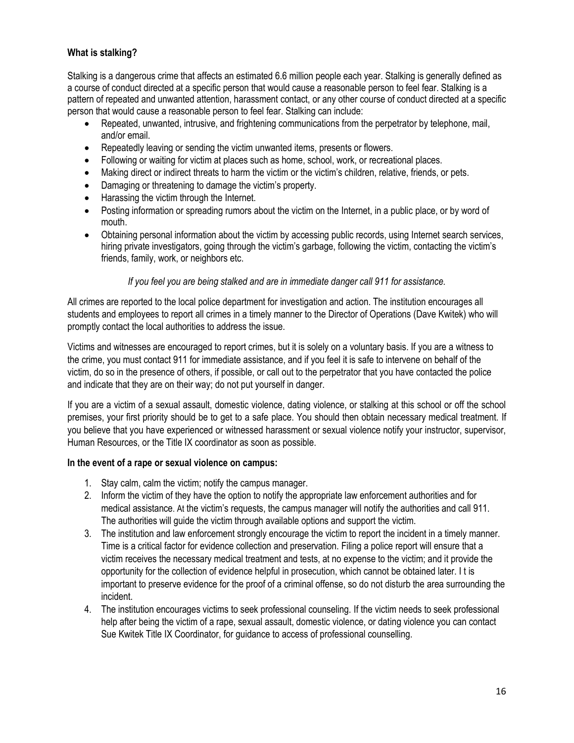**What is stalking?**

Stalking is a dangerous crime that affects an estimated 6.6 million people each year. Stalking is generally defined as a course of conduct directed at a specific person that would cause a reasonable person to feel fear. Stalking is a pattern of repeated and unwanted attention, harassment contact, or any other course of conduct directed at a specific person that would cause a reasonable person to feel fear. Stalking can include:

- Repeated, unwanted, intrusive, and frightening communications from the perpetrator by telephone, mail, and/or email.
- Repeatedly leaving or sending the victim unwanted items, presents or flowers.
- Following or waiting for victim at places such as home, school, work, or recreational places.
- Making direct or indirect threats to harm the victim or the victim's children, relative, friends, or pets.
- Damaging or threatening to damage the victim's property.
- Harassing the victim through the Internet.
- Posting information or spreading rumors about the victim on the Internet, in a public place, or by word of mouth.
- Obtaining personal information about the victim by accessing public records, using Internet search services, hiring private investigators, going through the victim's garbage, following the victim, contacting the victim's friends, family, work, or neighbors etc.

*If you feel you are being stalked and are in immediate danger call 911 for assistance.*

All crimes are reported to the local police department for investigation and action. The institution encourages all students and employees to report all crimes in a timely manner to the Director of Operations (Dave Kwitek) who will promptly contact the local authorities to address the issue.

Victims and witnesses are encouraged to report crimes, but it is solely on a voluntary basis. If you are a witness to the crime, you must contact 911 for immediate assistance, and if you feel it is safe to intervene on behalf of the victim, do so in the presence of others, if possible, or call out to the perpetrator that you have contacted the police and indicate that they are on their way; do not put yourself in danger.

If you are a victim of a sexual assault, domestic violence, dating violence, or stalking at this school or off the school premises, your first priority should be to get to a safe place. You should then obtain necessary medical treatment. If you believe that you have experienced or witnessed harassment or sexual violence notify your instructor, supervisor, Human Resources, or the Title IX coordinator as soon as possible.

**In the event of a rape or sexual violence on campus:**

1. Stay calm, calm the victim; notify the campus manager.
2. Inform the victim of they have the option to notify the appropriate law enforcement authorities and for medical assistance. At the victim's requests, the campus manager will notify the authorities and call 911. The authorities will guide the victim through available options and support the victim.
3. The institution and law enforcement strongly encourage the victim to report the incident in a timely manner. Time is a critical factor for evidence collection and preservation. Filing a police report will ensure that a victim receives the necessary medical treatment and tests, at no expense to the victim; and it provide the opportunity for the collection of evidence helpful in prosecution, which cannot be obtained later. I t is important to preserve evidence for the proof of a criminal offense, so do not disturb the area surrounding the incident.
4. The institution encourages victims to seek professional counseling. If the victim needs to seek professional help after being the victim of a rape, sexual assault, domestic violence, or dating violence you can contact Sue Kwitek Title IX Coordinator, for guidance to access of professional counselling.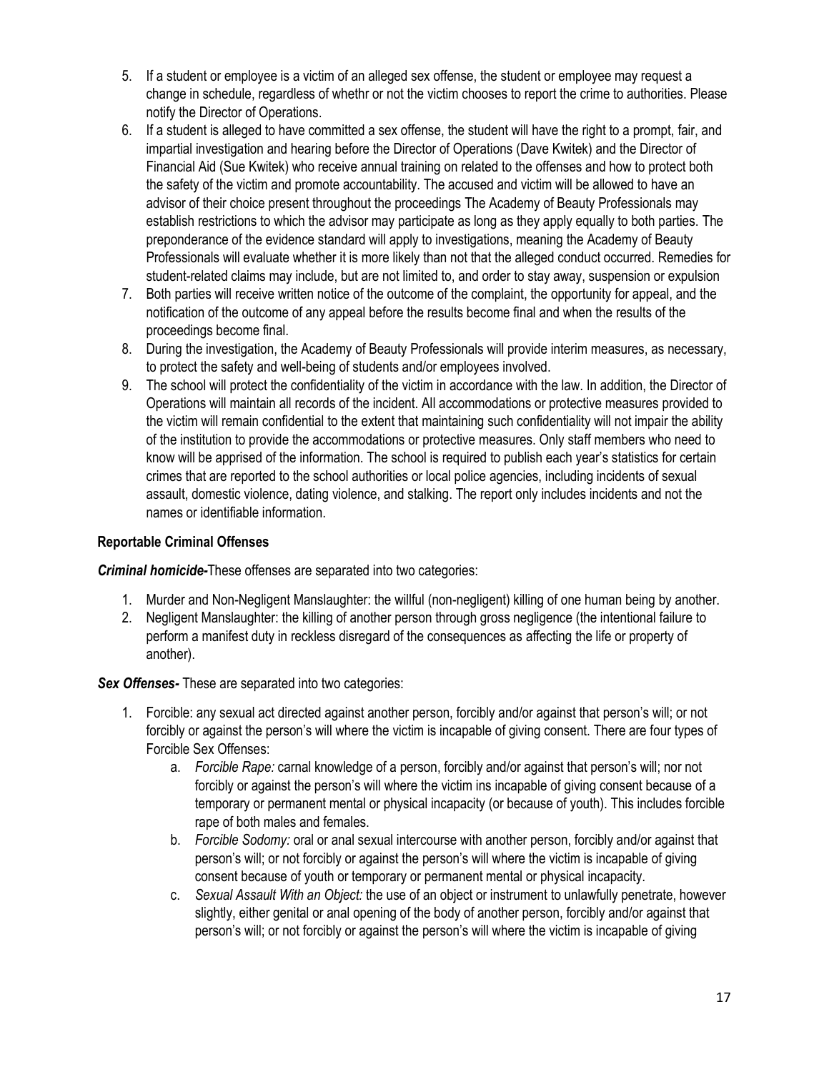5. If a student or employee is a victim of an alleged sex offense, the student or employee may request a change in schedule, regardless of whethr or not the victim chooses to report the crime to authorities. Please notify the Director of Operations.
6. If a student is alleged to have committed a sex offense, the student will have the right to a prompt, fair, and impartial investigation and hearing before the Director of Operations (Dave Kwitek) and the Director of Financial Aid (Sue Kwitek) who receive annual training on related to the offenses and how to protect both the safety of the victim and promote accountability. The accused and victim will be allowed to have an advisor of their choice present throughout the proceedings The Academy of Beauty Professionals may establish restrictions to which the advisor may participate as long as they apply equally to both parties. The preponderance of the evidence standard will apply to investigations, meaning the Academy of Beauty Professionals will evaluate whether it is more likely than not that the alleged conduct occurred. Remedies for student-related claims may include, but are not limited to, and order to stay away, suspension or expulsion
7. Both parties will receive written notice of the outcome of the complaint, the opportunity for appeal, and the notification of the outcome of any appeal before the results become final and when the results of the proceedings become final.
8. During the investigation, the Academy of Beauty Professionals will provide interim measures, as necessary, to protect the safety and well-being of students and/or employees involved.
9. The school will protect the confidentiality of the victim in accordance with the law. In addition, the Director of Operations will maintain all records of the incident. All accommodations or protective measures provided to the victim will remain confidential to the extent that maintaining such confidentiality will not impair the ability of the institution to provide the accommodations or protective measures. Only staff members who need to know will be apprised of the information. The school is required to publish each year's statistics for certain crimes that are reported to the school authorities or local police agencies, including incidents of sexual assault, domestic violence, dating violence, and stalking. The report only includes incidents and not the names or identifiable information.

**Reportable Criminal Offenses**

***Criminal homicide-***These offenses are separated into two categories:

1. Murder and Non-Negligent Manslaughter: the willful (non-negligent) killing of one human being by another.
2. Negligent Manslaughter: the killing of another person through gross negligence (the intentional failure to perform a manifest duty in reckless disregard of the consequences as affecting the life or property of another).

***Sex Offenses-*** These are separated into two categories:

1. Forcible: any sexual act directed against another person, forcibly and/or against that person's will; or not forcibly or against the person's will where the victim is incapable of giving consent. There are four types of Forcible Sex Offenses:
   a. *Forcible Rape:* carnal knowledge of a person, forcibly and/or against that person's will; nor not forcibly or against the person's will where the victim ins incapable of giving consent because of a temporary or permanent mental or physical incapacity (or because of youth). This includes forcible rape of both males and females.
   b. *Forcible Sodomy:* oral or anal sexual intercourse with another person, forcibly and/or against that person's will; or not forcibly or against the person's will where the victim is incapable of giving consent because of youth or temporary or permanent mental or physical incapacity.
   c. *Sexual Assault With an Object:* the use of an object or instrument to unlawfully penetrate, however slightly, either genital or anal opening of the body of another person, forcibly and/or against that person's will; or not forcibly or against the person's will where the victim is incapable of giving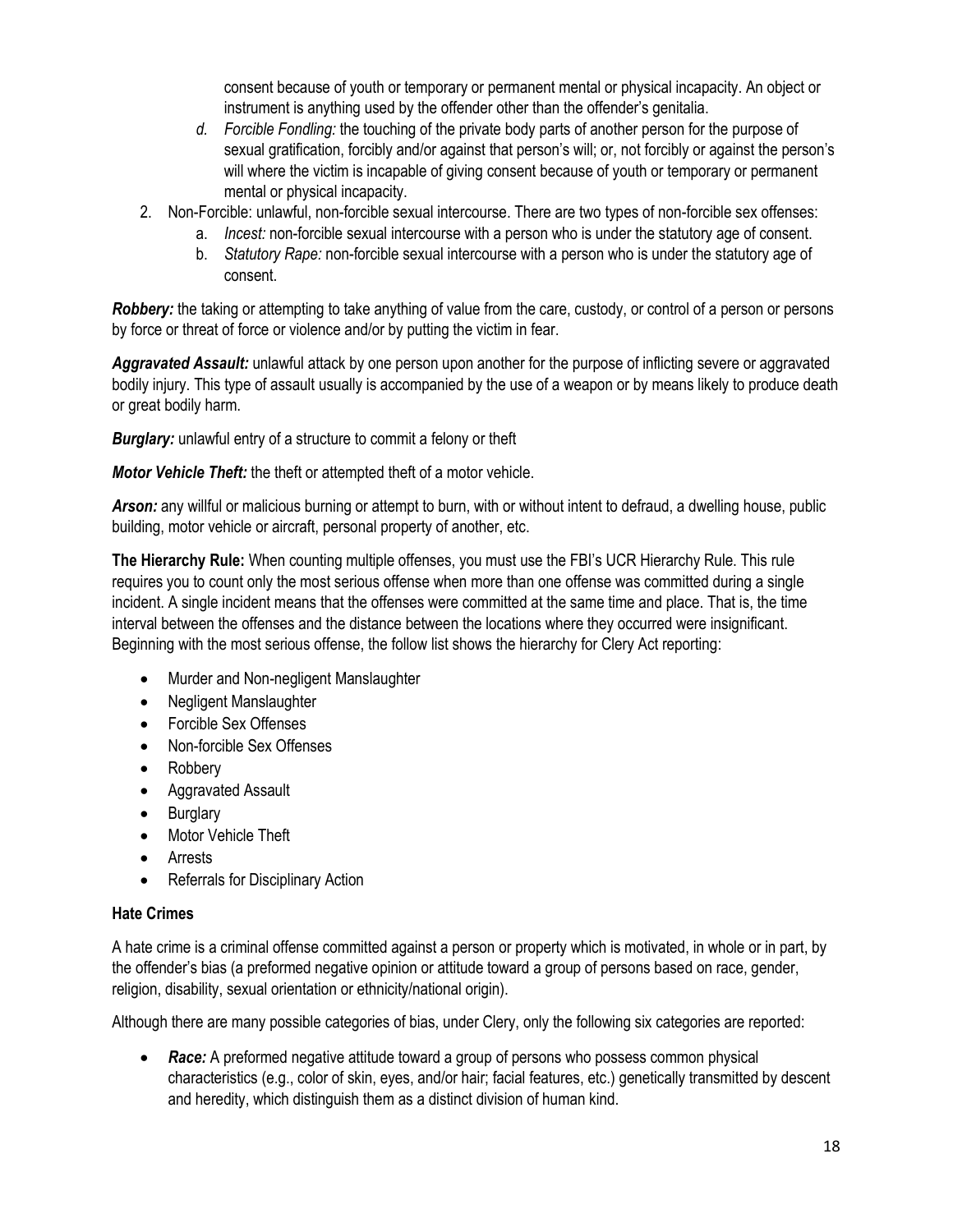consent because of youth or temporary or permanent mental or physical incapacity. An object or instrument is anything used by the offender other than the offender's genitalia.

   d. *Forcible Fondling:* the touching of the private body parts of another person for the purpose of sexual gratification, forcibly and/or against that person's will; or, not forcibly or against the person's will where the victim is incapable of giving consent because of youth or temporary or permanent mental or physical incapacity.

2. Non-Forcible: unlawful, non-forcible sexual intercourse. There are two types of non-forcible sex offenses:
   a. *Incest:* non-forcible sexual intercourse with a person who is under the statutory age of consent.
   b. *Statutory Rape:* non-forcible sexual intercourse with a person who is under the statutory age of consent.

***Robbery:*** the taking or attempting to take anything of value from the care, custody, or control of a person or persons by force or threat of force or violence and/or by putting the victim in fear.

***Aggravated Assault:*** unlawful attack by one person upon another for the purpose of inflicting severe or aggravated bodily injury. This type of assault usually is accompanied by the use of a weapon or by means likely to produce death or great bodily harm.

***Burglary:*** unlawful entry of a structure to commit a felony or theft

***Motor Vehicle Theft:*** the theft or attempted theft of a motor vehicle.

***Arson:*** any willful or malicious burning or attempt to burn, with or without intent to defraud, a dwelling house, public building, motor vehicle or aircraft, personal property of another, etc.

**The Hierarchy Rule:** When counting multiple offenses, you must use the FBI's UCR Hierarchy Rule. This rule requires you to count only the most serious offense when more than one offense was committed during a single incident. A single incident means that the offenses were committed at the same time and place. That is, the time interval between the offenses and the distance between the locations where they occurred were insignificant. Beginning with the most serious offense, the follow list shows the hierarchy for Clery Act reporting:

- Murder and Non-negligent Manslaughter
- Negligent Manslaughter
- Forcible Sex Offenses
- Non-forcible Sex Offenses
- Robbery
- Aggravated Assault
- Burglary
- Motor Vehicle Theft
- Arrests
- Referrals for Disciplinary Action

### Hate Crimes

A hate crime is a criminal offense committed against a person or property which is motivated, in whole or in part, by the offender's bias (a preformed negative opinion or attitude toward a group of persons based on race, gender, religion, disability, sexual orientation or ethnicity/national origin).

Although there are many possible categories of bias, under Clery, only the following six categories are reported:

- ***Race:*** A preformed negative attitude toward a group of persons who possess common physical characteristics (e.g., color of skin, eyes, and/or hair; facial features, etc.) genetically transmitted by descent and heredity, which distinguish them as a distinct division of human kind.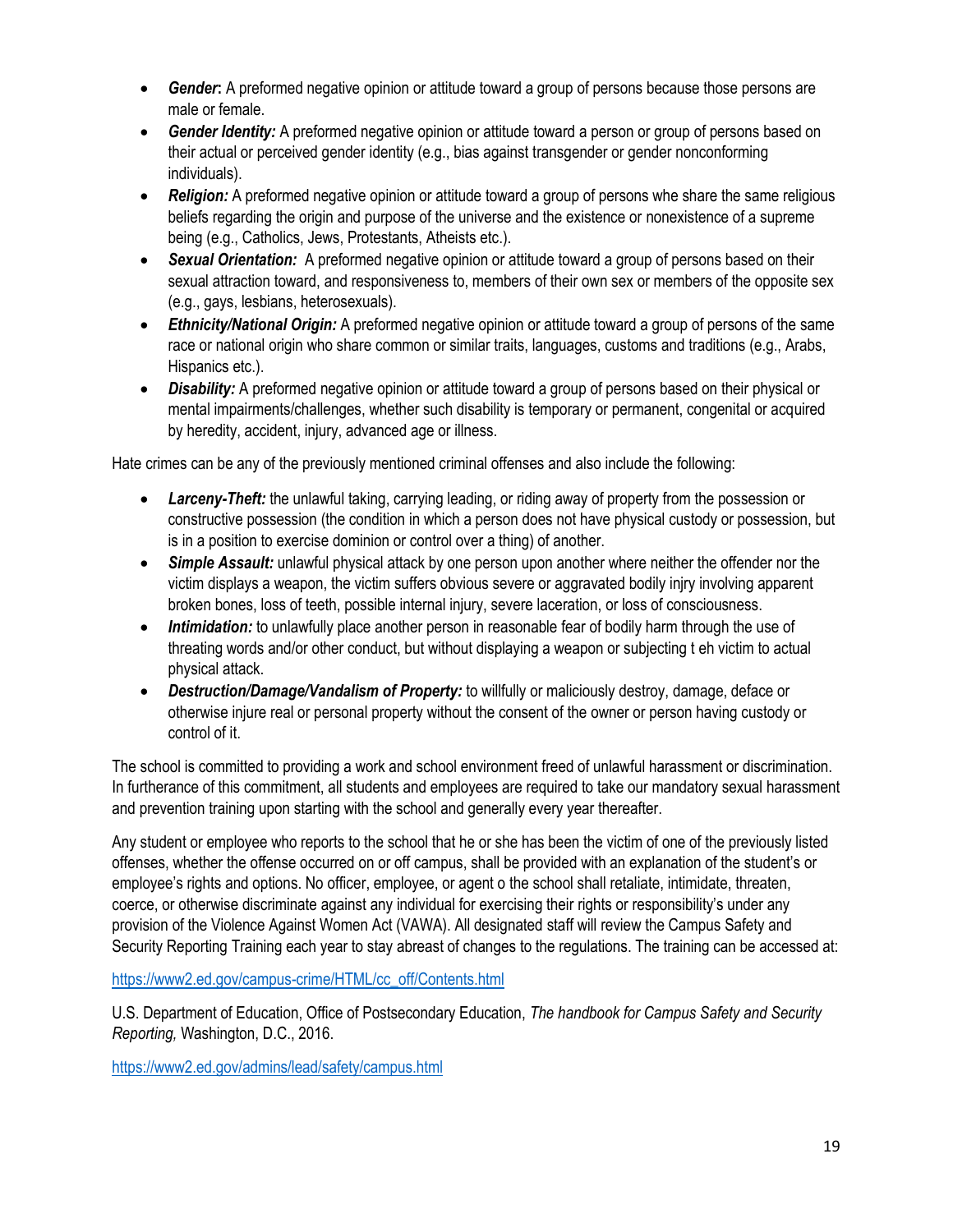- ***Gender*:** A preformed negative opinion or attitude toward a group of persons because those persons are male or female.
- ***Gender Identity:*** A preformed negative opinion or attitude toward a person or group of persons based on their actual or perceived gender identity (e.g., bias against transgender or gender nonconforming individuals).
- ***Religion:*** A preformed negative opinion or attitude toward a group of persons whe share the same religious beliefs regarding the origin and purpose of the universe and the existence or nonexistence of a supreme being (e.g., Catholics, Jews, Protestants, Atheists etc.).
- ***Sexual Orientation:*** A preformed negative opinion or attitude toward a group of persons based on their sexual attraction toward, and responsiveness to, members of their own sex or members of the opposite sex (e.g., gays, lesbians, heterosexuals).
- ***Ethnicity/National Origin:*** A preformed negative opinion or attitude toward a group of persons of the same race or national origin who share common or similar traits, languages, customs and traditions (e.g., Arabs, Hispanics etc.).
- ***Disability:*** A preformed negative opinion or attitude toward a group of persons based on their physical or mental impairments/challenges, whether such disability is temporary or permanent, congenital or acquired by heredity, accident, injury, advanced age or illness.

Hate crimes can be any of the previously mentioned criminal offenses and also include the following:

- ***Larceny-Theft:*** the unlawful taking, carrying leading, or riding away of property from the possession or constructive possession (the condition in which a person does not have physical custody or possession, but is in a position to exercise dominion or control over a thing) of another.
- ***Simple Assault:*** unlawful physical attack by one person upon another where neither the offender nor the victim displays a weapon, the victim suffers obvious severe or aggravated bodily injry involving apparent broken bones, loss of teeth, possible internal injury, severe laceration, or loss of consciousness.
- ***Intimidation:*** to unlawfully place another person in reasonable fear of bodily harm through the use of threating words and/or other conduct, but without displaying a weapon or subjecting t eh victim to actual physical attack.
- ***Destruction/Damage/Vandalism of Property:*** to willfully or maliciously destroy, damage, deface or otherwise injure real or personal property without the consent of the owner or person having custody or control of it.

The school is committed to providing a work and school environment freed of unlawful harassment or discrimination. In furtherance of this commitment, all students and employees are required to take our mandatory sexual harassment and prevention training upon starting with the school and generally every year thereafter.

Any student or employee who reports to the school that he or she has been the victim of one of the previously listed offenses, whether the offense occurred on or off campus, shall be provided with an explanation of the student's or employee's rights and options. No officer, employee, or agent o the school shall retaliate, intimidate, threaten, coerce, or otherwise discriminate against any individual for exercising their rights or responsibility's under any provision of the Violence Against Women Act (VAWA). All designated staff will review the Campus Safety and Security Reporting Training each year to stay abreast of changes to the regulations. The training can be accessed at:

https://www2.ed.gov/campus-crime/HTML/cc_off/Contents.html

U.S. Department of Education, Office of Postsecondary Education, *The handbook for Campus Safety and Security Reporting,* Washington, D.C., 2016.

https://www2.ed.gov/admins/lead/safety/campus.html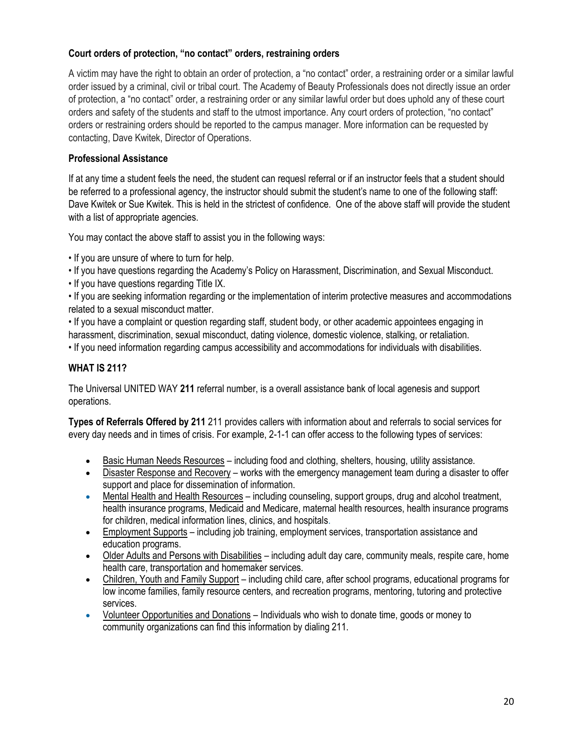### Court orders of protection, "no contact" orders, restraining orders

A victim may have the right to obtain an order of protection, a "no contact" order, a restraining order or a similar lawful order issued by a criminal, civil or tribal court. The Academy of Beauty Professionals does not directly issue an order of protection, a "no contact" order, a restraining order or any similar lawful order but does uphold any of these court orders and safety of the students and staff to the utmost importance. Any court orders of protection, "no contact" orders or restraining orders should be reported to the campus manager. More information can be requested by contacting, Dave Kwitek, Director of Operations.

### Professional Assistance

If at any time a student feels the need, the student can requesl referral or if an instructor feels that a student should be referred to a professional agency, the instructor should submit the student's name to one of the following staff: Dave Kwitek or Sue Kwitek. This is held in the strictest of confidence. One of the above staff will provide the student with a list of appropriate agencies.

You may contact the above staff to assist you in the following ways:

- If you are unsure of where to turn for help.
- If you have questions regarding the Academy's Policy on Harassment, Discrimination, and Sexual Misconduct.
- If you have questions regarding Title IX.
- If you are seeking information regarding or the implementation of interim protective measures and accommodations related to a sexual misconduct matter.
- If you have a complaint or question regarding staff, student body, or other academic appointees engaging in harassment, discrimination, sexual misconduct, dating violence, domestic violence, stalking, or retaliation.
- If you need information regarding campus accessibility and accommodations for individuals with disabilities.

### WHAT IS 211?

The Universal UNITED WAY **211** referral number, is a overall assistance bank of local agenesis and support operations.

**Types of Referrals Offered by 211** 211 provides callers with information about and referrals to social services for every day needs and in times of crisis. For example, 2-1-1 can offer access to the following types of services:

- Basic Human Needs Resources – including food and clothing, shelters, housing, utility assistance.
- Disaster Response and Recovery – works with the emergency management team during a disaster to offer support and place for dissemination of information.
- Mental Health and Health Resources – including counseling, support groups, drug and alcohol treatment, health insurance programs, Medicaid and Medicare, maternal health resources, health insurance programs for children, medical information lines, clinics, and hospitals.
- Employment Supports – including job training, employment services, transportation assistance and education programs.
- Older Adults and Persons with Disabilities – including adult day care, community meals, respite care, home health care, transportation and homemaker services.
- Children, Youth and Family Support – including child care, after school programs, educational programs for low income families, family resource centers, and recreation programs, mentoring, tutoring and protective services.
- Volunteer Opportunities and Donations – Individuals who wish to donate time, goods or money to community organizations can find this information by dialing 211.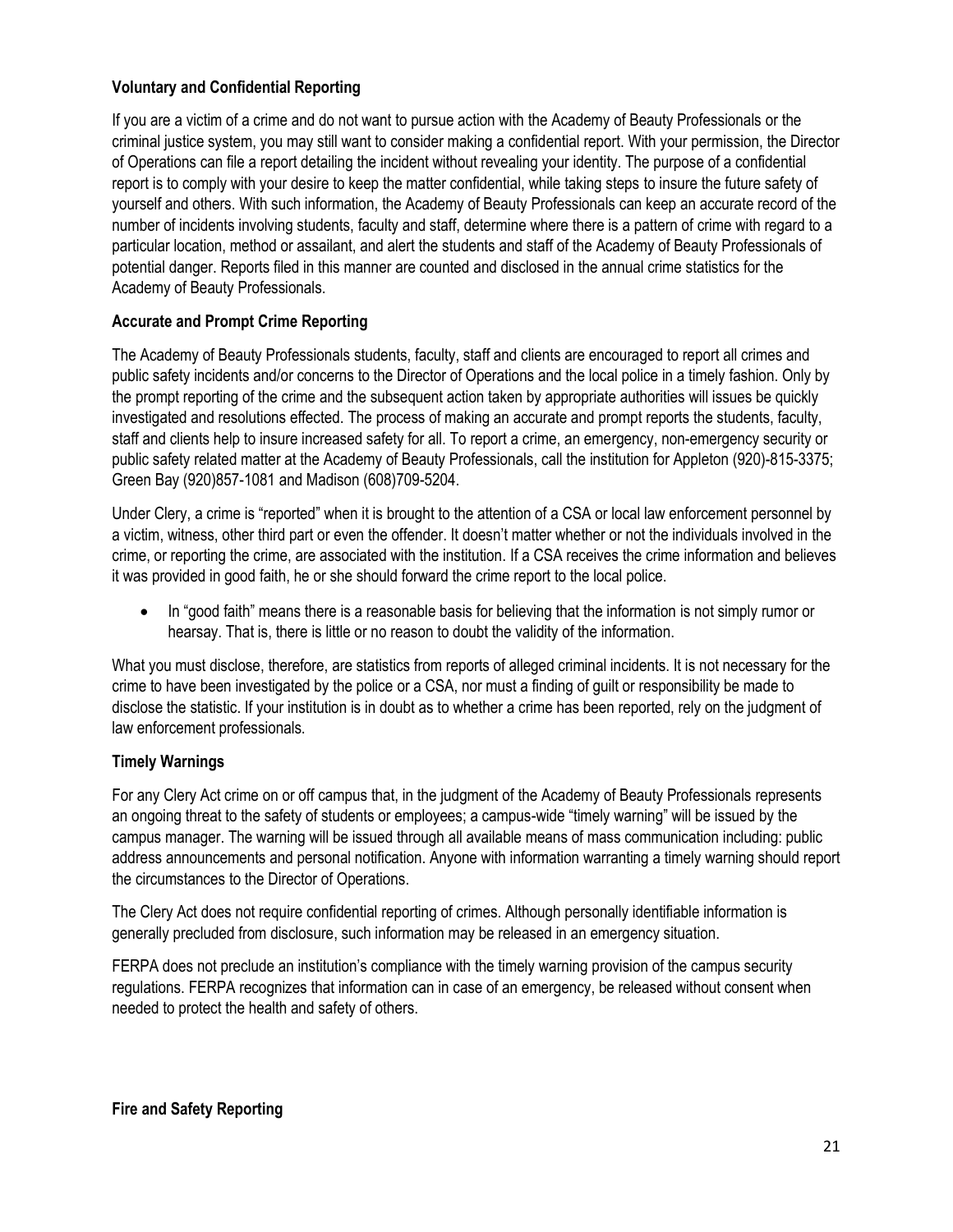**Voluntary and Confidential Reporting**

If you are a victim of a crime and do not want to pursue action with the Academy of Beauty Professionals or the criminal justice system, you may still want to consider making a confidential report. With your permission, the Director of Operations can file a report detailing the incident without revealing your identity. The purpose of a confidential report is to comply with your desire to keep the matter confidential, while taking steps to insure the future safety of yourself and others. With such information, the Academy of Beauty Professionals can keep an accurate record of the number of incidents involving students, faculty and staff, determine where there is a pattern of crime with regard to a particular location, method or assailant, and alert the students and staff of the Academy of Beauty Professionals of potential danger. Reports filed in this manner are counted and disclosed in the annual crime statistics for the Academy of Beauty Professionals.

**Accurate and Prompt Crime Reporting**

The Academy of Beauty Professionals students, faculty, staff and clients are encouraged to report all crimes and public safety incidents and/or concerns to the Director of Operations and the local police in a timely fashion. Only by the prompt reporting of the crime and the subsequent action taken by appropriate authorities will issues be quickly investigated and resolutions effected. The process of making an accurate and prompt reports the students, faculty, staff and clients help to insure increased safety for all. To report a crime, an emergency, non-emergency security or public safety related matter at the Academy of Beauty Professionals, call the institution for Appleton (920)-815-3375; Green Bay (920)857-1081 and Madison (608)709-5204.

Under Clery, a crime is "reported" when it is brought to the attention of a CSA or local law enforcement personnel by a victim, witness, other third part or even the offender. It doesn't matter whether or not the individuals involved in the crime, or reporting the crime, are associated with the institution. If a CSA receives the crime information and believes it was provided in good faith, he or she should forward the crime report to the local police.

- In "good faith" means there is a reasonable basis for believing that the information is not simply rumor or hearsay. That is, there is little or no reason to doubt the validity of the information.

What you must disclose, therefore, are statistics from reports of alleged criminal incidents. It is not necessary for the crime to have been investigated by the police or a CSA, nor must a finding of guilt or responsibility be made to disclose the statistic. If your institution is in doubt as to whether a crime has been reported, rely on the judgment of law enforcement professionals.

**Timely Warnings**

For any Clery Act crime on or off campus that, in the judgment of the Academy of Beauty Professionals represents an ongoing threat to the safety of students or employees; a campus-wide "timely warning" will be issued by the campus manager. The warning will be issued through all available means of mass communication including: public address announcements and personal notification. Anyone with information warranting a timely warning should report the circumstances to the Director of Operations.

The Clery Act does not require confidential reporting of crimes. Although personally identifiable information is generally precluded from disclosure, such information may be released in an emergency situation.

FERPA does not preclude an institution's compliance with the timely warning provision of the campus security regulations. FERPA recognizes that information can in case of an emergency, be released without consent when needed to protect the health and safety of others.

**Fire and Safety Reporting**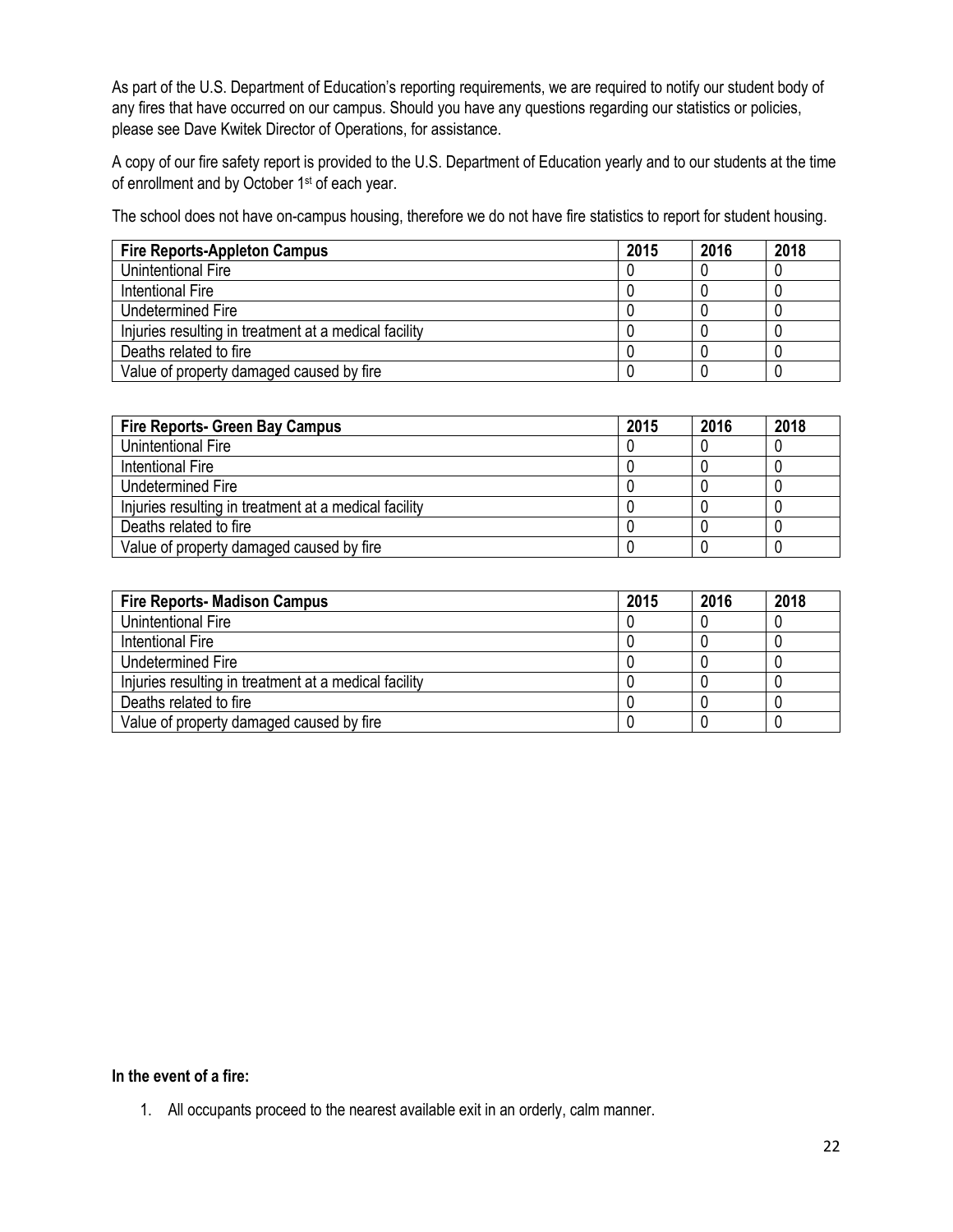As part of the U.S. Department of Education's reporting requirements, we are required to notify our student body of any fires that have occurred on our campus. Should you have any questions regarding our statistics or policies, please see Dave Kwitek Director of Operations, for assistance.

A copy of our fire safety report is provided to the U.S. Department of Education yearly and to our students at the time of enrollment and by October 1st of each year.

The school does not have on-campus housing, therefore we do not have fire statistics to report for student housing.

| Fire Reports-Appleton Campus | 2015 | 2016 | 2018 |
|---|---|---|---|
| Unintentional Fire | 0 | 0 | 0 |
| Intentional Fire | 0 | 0 | 0 |
| Undetermined Fire | 0 | 0 | 0 |
| Injuries resulting in treatment at a medical facility | 0 | 0 | 0 |
| Deaths related to fire | 0 | 0 | 0 |
| Value of property damaged caused by fire | 0 | 0 | 0 |

| Fire Reports- Green Bay Campus | 2015 | 2016 | 2018 |
|---|---|---|---|
| Unintentional Fire | 0 | 0 | 0 |
| Intentional Fire | 0 | 0 | 0 |
| Undetermined Fire | 0 | 0 | 0 |
| Injuries resulting in treatment at a medical facility | 0 | 0 | 0 |
| Deaths related to fire | 0 | 0 | 0 |
| Value of property damaged caused by fire | 0 | 0 | 0 |

| Fire Reports- Madison Campus | 2015 | 2016 | 2018 |
|---|---|---|---|
| Unintentional Fire | 0 | 0 | 0 |
| Intentional Fire | 0 | 0 | 0 |
| Undetermined Fire | 0 | 0 | 0 |
| Injuries resulting in treatment at a medical facility | 0 | 0 | 0 |
| Deaths related to fire | 0 | 0 | 0 |
| Value of property damaged caused by fire | 0 | 0 | 0 |

**In the event of a fire:**

1. All occupants proceed to the nearest available exit in an orderly, calm manner.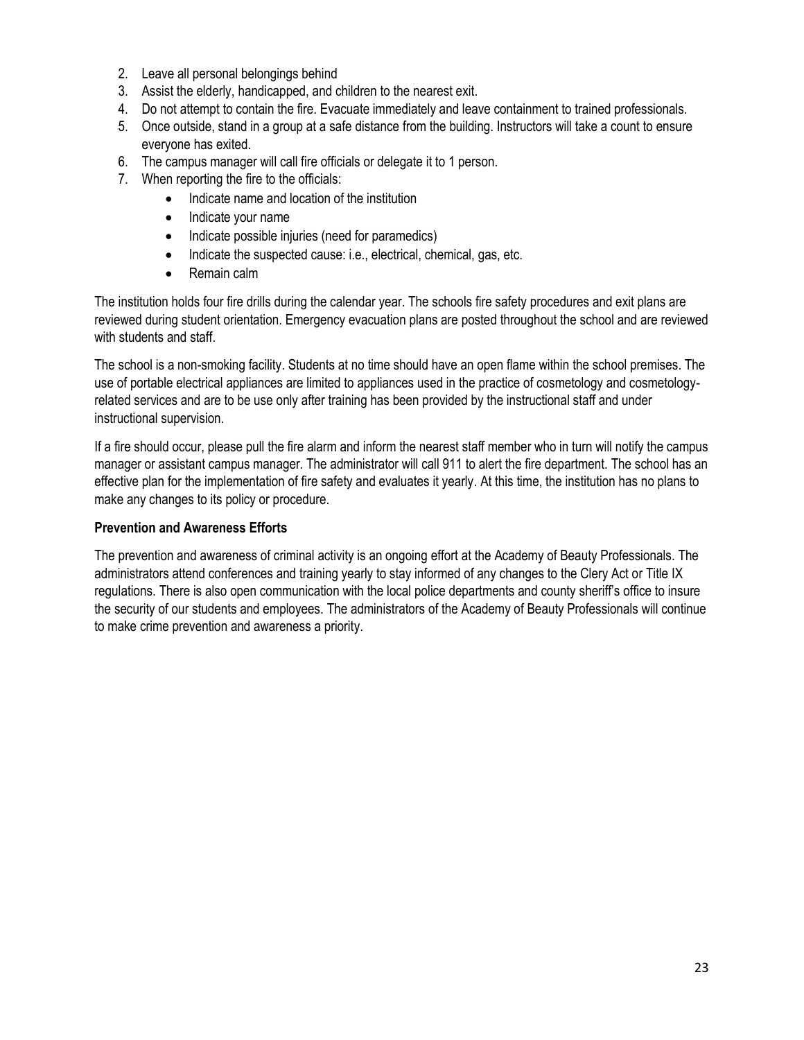2. Leave all personal belongings behind
3. Assist the elderly, handicapped, and children to the nearest exit.
4. Do not attempt to contain the fire. Evacuate immediately and leave containment to trained professionals.
5. Once outside, stand in a group at a safe distance from the building. Instructors will take a count to ensure everyone has exited.
6. The campus manager will call fire officials or delegate it to 1 person.
7. When reporting the fire to the officials:
   - Indicate name and location of the institution
   - Indicate your name
   - Indicate possible injuries (need for paramedics)
   - Indicate the suspected cause: i.e., electrical, chemical, gas, etc.
   - Remain calm

The institution holds four fire drills during the calendar year. The schools fire safety procedures and exit plans are reviewed during student orientation. Emergency evacuation plans are posted throughout the school and are reviewed with students and staff.

The school is a non-smoking facility. Students at no time should have an open flame within the school premises. The use of portable electrical appliances are limited to appliances used in the practice of cosmetology and cosmetology-related services and are to be use only after training has been provided by the instructional staff and under instructional supervision.

If a fire should occur, please pull the fire alarm and inform the nearest staff member who in turn will notify the campus manager or assistant campus manager. The administrator will call 911 to alert the fire department. The school has an effective plan for the implementation of fire safety and evaluates it yearly. At this time, the institution has no plans to make any changes to its policy or procedure.

**Prevention and Awareness Efforts**

The prevention and awareness of criminal activity is an ongoing effort at the Academy of Beauty Professionals. The administrators attend conferences and training yearly to stay informed of any changes to the Clery Act or Title IX regulations. There is also open communication with the local police departments and county sheriff's office to insure the security of our students and employees. The administrators of the Academy of Beauty Professionals will continue to make crime prevention and awareness a priority.